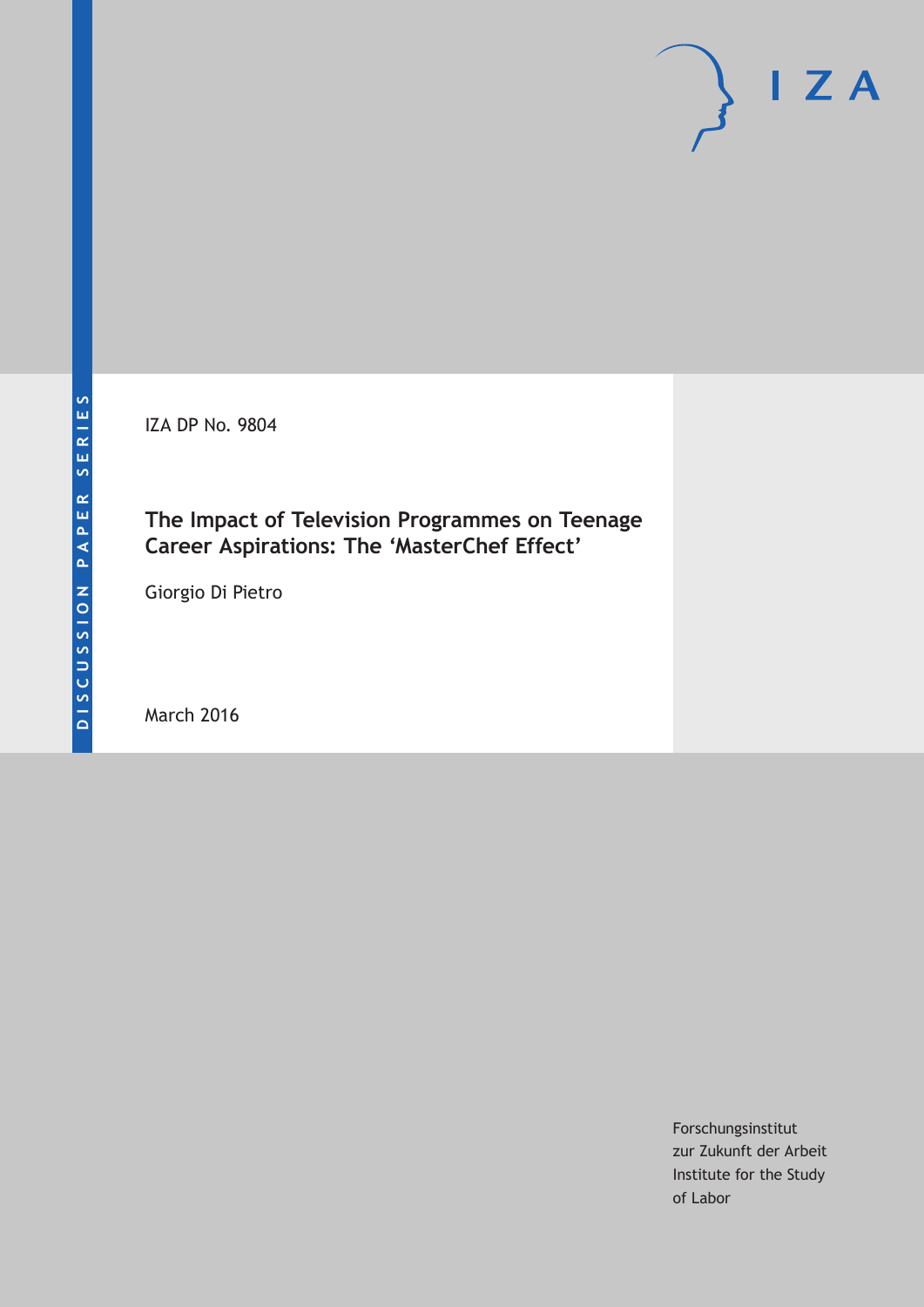DISCUSSION PAPER SERIES

IZA DP No. 9804

# The Impact of Television Programmes on Teenage Career Aspirations: The 'MasterChef Effect'

Giorgio Di Pietro

March 2016

Forschungsinstitut
zur Zukunft der Arbeit
Institute for the Study
of Labor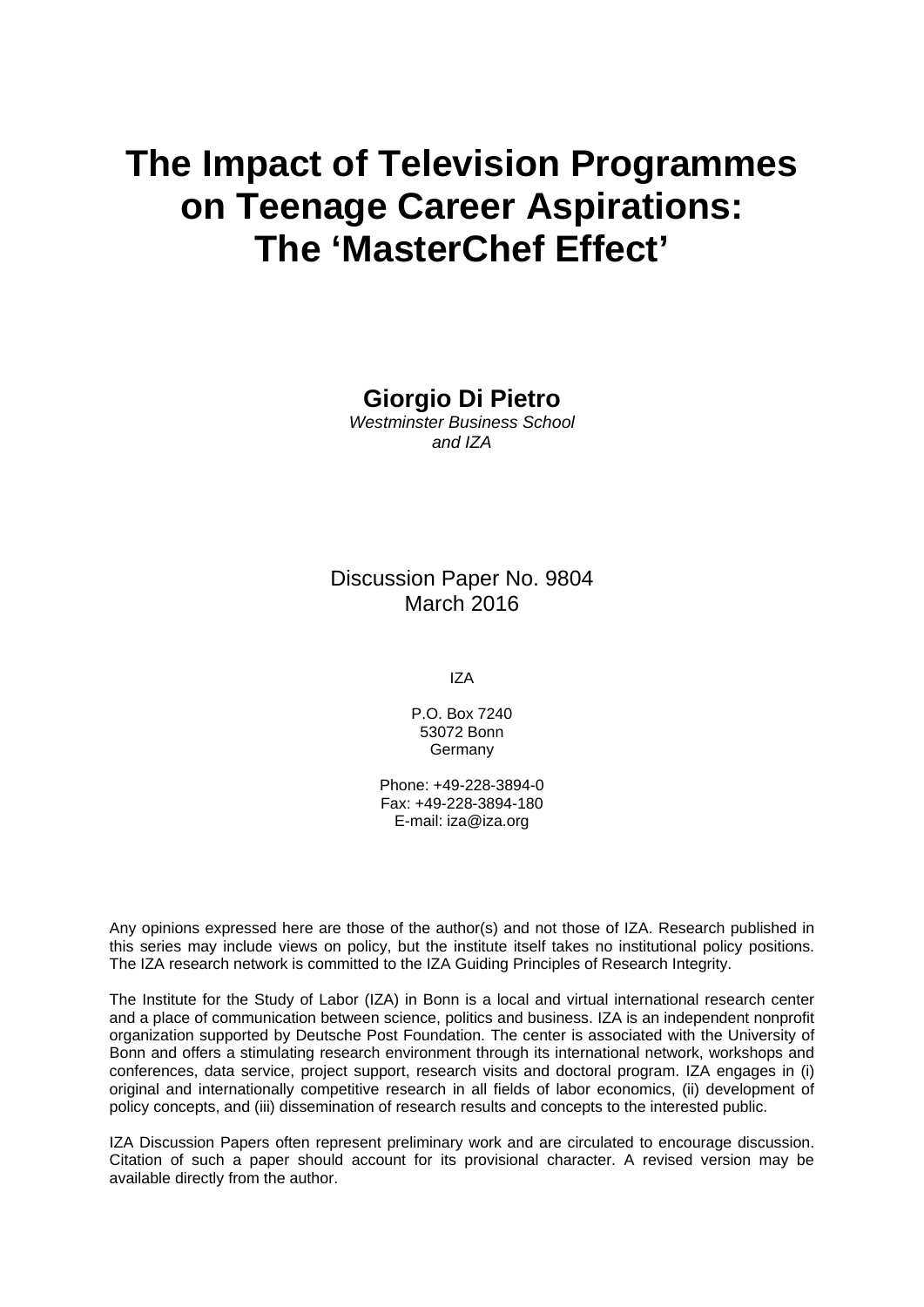# The Impact of Television Programmes on Teenage Career Aspirations: The 'MasterChef Effect'

**Giorgio Di Pietro**
*Westminster Business School and IZA*

Discussion Paper No. 9804
March 2016

IZA

P.O. Box 7240
53072 Bonn
Germany

Phone: +49-228-3894-0
Fax: +49-228-3894-180
E-mail: iza@iza.org

Any opinions expressed here are those of the author(s) and not those of IZA. Research published in this series may include views on policy, but the institute itself takes no institutional policy positions. The IZA research network is committed to the IZA Guiding Principles of Research Integrity.

The Institute for the Study of Labor (IZA) in Bonn is a local and virtual international research center and a place of communication between science, politics and business. IZA is an independent nonprofit organization supported by Deutsche Post Foundation. The center is associated with the University of Bonn and offers a stimulating research environment through its international network, workshops and conferences, data service, project support, research visits and doctoral program. IZA engages in (i) original and internationally competitive research in all fields of labor economics, (ii) development of policy concepts, and (iii) dissemination of research results and concepts to the interested public.

IZA Discussion Papers often represent preliminary work and are circulated to encourage discussion. Citation of such a paper should account for its provisional character. A revised version may be available directly from the author.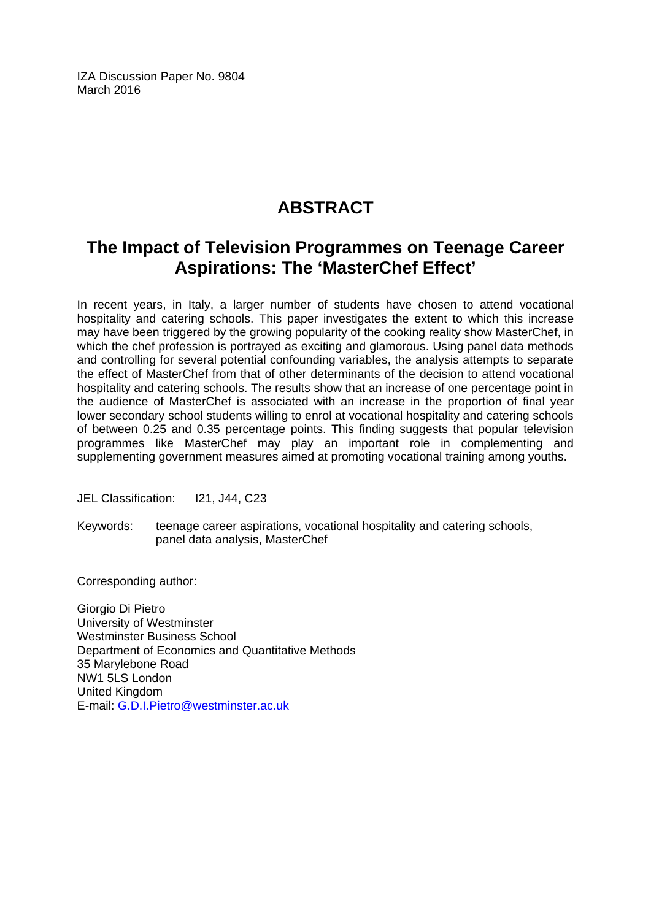IZA Discussion Paper No. 9804
March 2016

# ABSTRACT

## The Impact of Television Programmes on Teenage Career Aspirations: The 'MasterChef Effect'

In recent years, in Italy, a larger number of students have chosen to attend vocational hospitality and catering schools. This paper investigates the extent to which this increase may have been triggered by the growing popularity of the cooking reality show MasterChef, in which the chef profession is portrayed as exciting and glamorous. Using panel data methods and controlling for several potential confounding variables, the analysis attempts to separate the effect of MasterChef from that of other determinants of the decision to attend vocational hospitality and catering schools. The results show that an increase of one percentage point in the audience of MasterChef is associated with an increase in the proportion of final year lower secondary school students willing to enrol at vocational hospitality and catering schools of between 0.25 and 0.35 percentage points. This finding suggests that popular television programmes like MasterChef may play an important role in complementing and supplementing government measures aimed at promoting vocational training among youths.

JEL Classification: I21, J44, C23

Keywords: teenage career aspirations, vocational hospitality and catering schools, panel data analysis, MasterChef

Corresponding author:

Giorgio Di Pietro
University of Westminster
Westminster Business School
Department of Economics and Quantitative Methods
35 Marylebone Road
NW1 5LS London
United Kingdom
E-mail: G.D.I.Pietro@westminster.ac.uk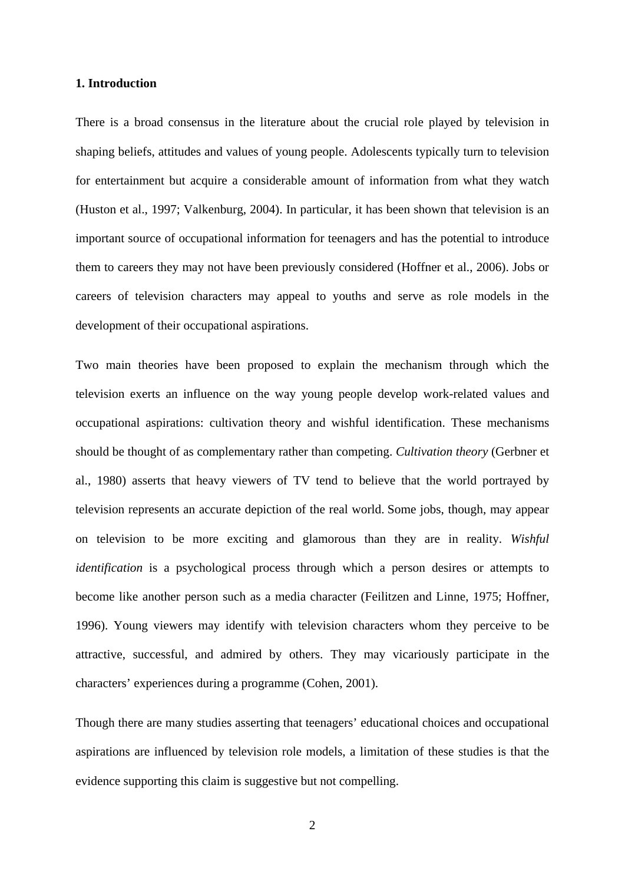## 1. Introduction

There is a broad consensus in the literature about the crucial role played by television in shaping beliefs, attitudes and values of young people. Adolescents typically turn to television for entertainment but acquire a considerable amount of information from what they watch (Huston et al., 1997; Valkenburg, 2004). In particular, it has been shown that television is an important source of occupational information for teenagers and has the potential to introduce them to careers they may not have been previously considered (Hoffner et al., 2006). Jobs or careers of television characters may appeal to youths and serve as role models in the development of their occupational aspirations.

Two main theories have been proposed to explain the mechanism through which the television exerts an influence on the way young people develop work-related values and occupational aspirations: cultivation theory and wishful identification. These mechanisms should be thought of as complementary rather than competing. *Cultivation theory* (Gerbner et al., 1980) asserts that heavy viewers of TV tend to believe that the world portrayed by television represents an accurate depiction of the real world. Some jobs, though, may appear on television to be more exciting and glamorous than they are in reality. *Wishful identification* is a psychological process through which a person desires or attempts to become like another person such as a media character (Feilitzen and Linne, 1975; Hoffner, 1996). Young viewers may identify with television characters whom they perceive to be attractive, successful, and admired by others. They may vicariously participate in the characters' experiences during a programme (Cohen, 2001).

Though there are many studies asserting that teenagers' educational choices and occupational aspirations are influenced by television role models, a limitation of these studies is that the evidence supporting this claim is suggestive but not compelling.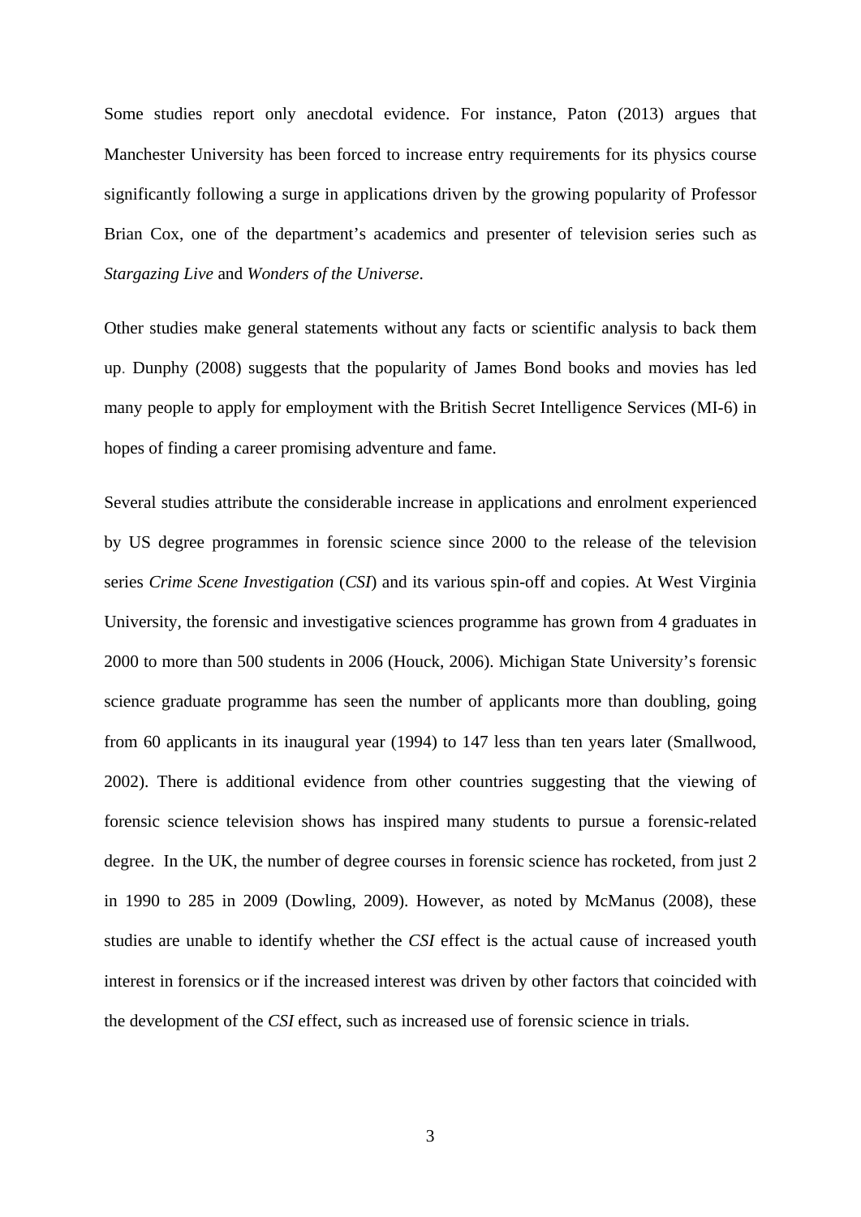Some studies report only anecdotal evidence. For instance, Paton (2013) argues that Manchester University has been forced to increase entry requirements for its physics course significantly following a surge in applications driven by the growing popularity of Professor Brian Cox, one of the department's academics and presenter of television series such as *Stargazing Live* and *Wonders of the Universe*.

Other studies make general statements without any facts or scientific analysis to back them up. Dunphy (2008) suggests that the popularity of James Bond books and movies has led many people to apply for employment with the British Secret Intelligence Services (MI-6) in hopes of finding a career promising adventure and fame.

Several studies attribute the considerable increase in applications and enrolment experienced by US degree programmes in forensic science since 2000 to the release of the television series *Crime Scene Investigation* (*CSI*) and its various spin-off and copies. At West Virginia University, the forensic and investigative sciences programme has grown from 4 graduates in 2000 to more than 500 students in 2006 (Houck, 2006). Michigan State University's forensic science graduate programme has seen the number of applicants more than doubling, going from 60 applicants in its inaugural year (1994) to 147 less than ten years later (Smallwood, 2002). There is additional evidence from other countries suggesting that the viewing of forensic science television shows has inspired many students to pursue a forensic-related degree. In the UK, the number of degree courses in forensic science has rocketed, from just 2 in 1990 to 285 in 2009 (Dowling, 2009). However, as noted by McManus (2008), these studies are unable to identify whether the *CSI* effect is the actual cause of increased youth interest in forensics or if the increased interest was driven by other factors that coincided with the development of the *CSI* effect, such as increased use of forensic science in trials.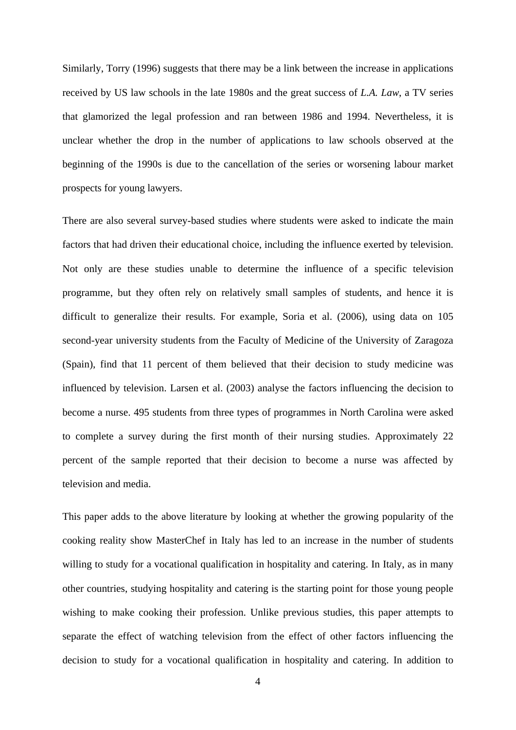Similarly, Torry (1996) suggests that there may be a link between the increase in applications received by US law schools in the late 1980s and the great success of *L.A. Law*, a TV series that glamorized the legal profession and ran between 1986 and 1994. Nevertheless, it is unclear whether the drop in the number of applications to law schools observed at the beginning of the 1990s is due to the cancellation of the series or worsening labour market prospects for young lawyers.

There are also several survey-based studies where students were asked to indicate the main factors that had driven their educational choice, including the influence exerted by television. Not only are these studies unable to determine the influence of a specific television programme, but they often rely on relatively small samples of students, and hence it is difficult to generalize their results. For example, Soria et al. (2006), using data on 105 second-year university students from the Faculty of Medicine of the University of Zaragoza (Spain), find that 11 percent of them believed that their decision to study medicine was influenced by television. Larsen et al. (2003) analyse the factors influencing the decision to become a nurse. 495 students from three types of programmes in North Carolina were asked to complete a survey during the first month of their nursing studies. Approximately 22 percent of the sample reported that their decision to become a nurse was affected by television and media.

This paper adds to the above literature by looking at whether the growing popularity of the cooking reality show MasterChef in Italy has led to an increase in the number of students willing to study for a vocational qualification in hospitality and catering. In Italy, as in many other countries, studying hospitality and catering is the starting point for those young people wishing to make cooking their profession. Unlike previous studies, this paper attempts to separate the effect of watching television from the effect of other factors influencing the decision to study for a vocational qualification in hospitality and catering. In addition to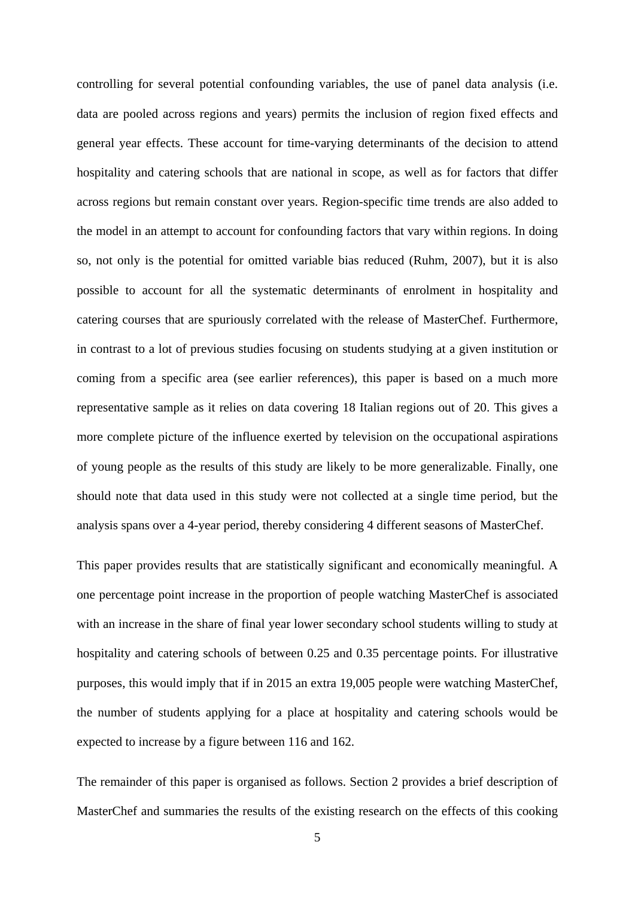controlling for several potential confounding variables, the use of panel data analysis (i.e. data are pooled across regions and years) permits the inclusion of region fixed effects and general year effects. These account for time-varying determinants of the decision to attend hospitality and catering schools that are national in scope, as well as for factors that differ across regions but remain constant over years. Region-specific time trends are also added to the model in an attempt to account for confounding factors that vary within regions. In doing so, not only is the potential for omitted variable bias reduced (Ruhm, 2007), but it is also possible to account for all the systematic determinants of enrolment in hospitality and catering courses that are spuriously correlated with the release of MasterChef. Furthermore, in contrast to a lot of previous studies focusing on students studying at a given institution or coming from a specific area (see earlier references), this paper is based on a much more representative sample as it relies on data covering 18 Italian regions out of 20. This gives a more complete picture of the influence exerted by television on the occupational aspirations of young people as the results of this study are likely to be more generalizable. Finally, one should note that data used in this study were not collected at a single time period, but the analysis spans over a 4-year period, thereby considering 4 different seasons of MasterChef.

This paper provides results that are statistically significant and economically meaningful. A one percentage point increase in the proportion of people watching MasterChef is associated with an increase in the share of final year lower secondary school students willing to study at hospitality and catering schools of between 0.25 and 0.35 percentage points. For illustrative purposes, this would imply that if in 2015 an extra 19,005 people were watching MasterChef, the number of students applying for a place at hospitality and catering schools would be expected to increase by a figure between 116 and 162.

The remainder of this paper is organised as follows. Section 2 provides a brief description of MasterChef and summaries the results of the existing research on the effects of this cooking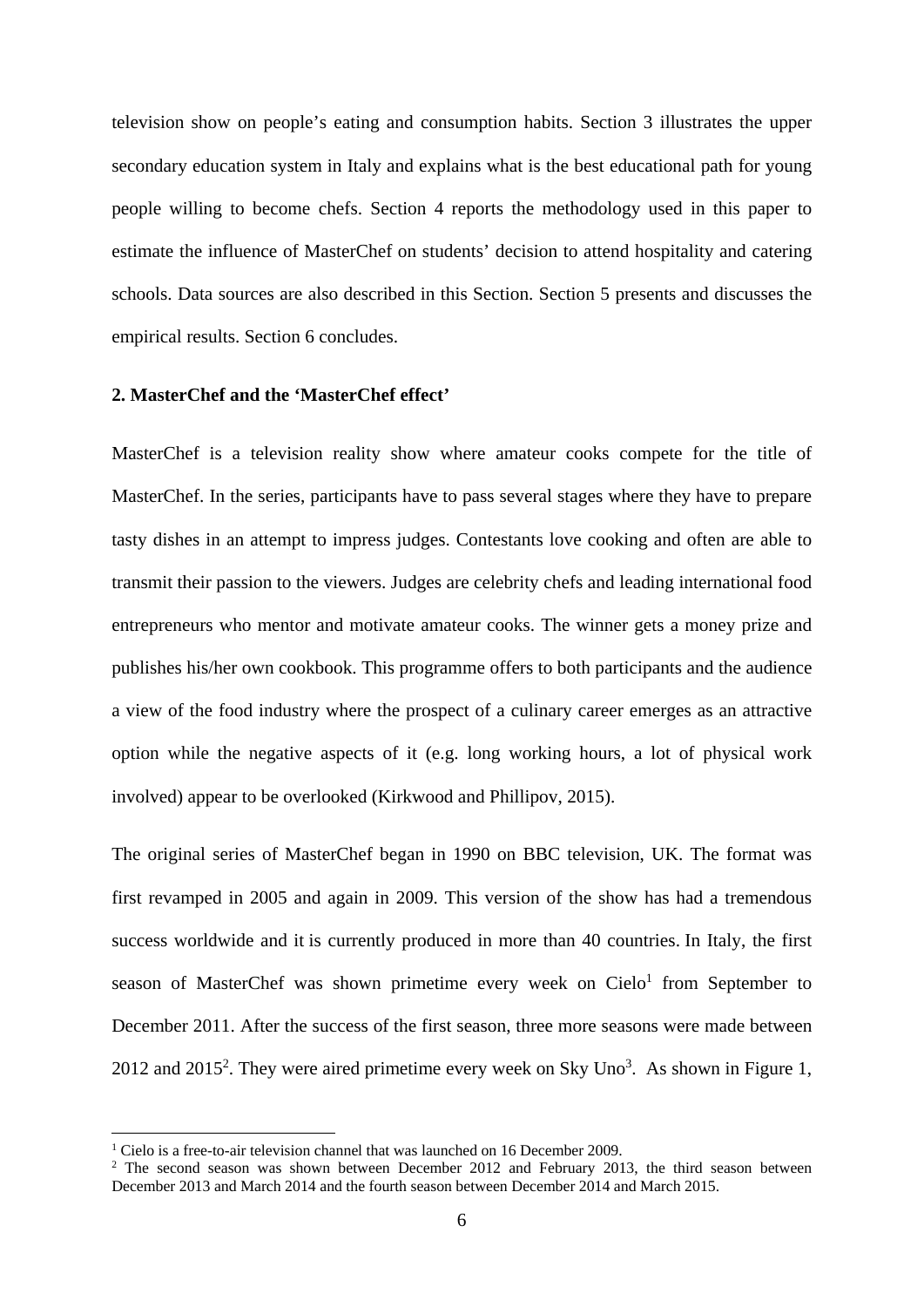television show on people's eating and consumption habits. Section 3 illustrates the upper secondary education system in Italy and explains what is the best educational path for young people willing to become chefs. Section 4 reports the methodology used in this paper to estimate the influence of MasterChef on students' decision to attend hospitality and catering schools. Data sources are also described in this Section. Section 5 presents and discusses the empirical results. Section 6 concludes.

## 2. MasterChef and the 'MasterChef effect'

MasterChef is a television reality show where amateur cooks compete for the title of MasterChef. In the series, participants have to pass several stages where they have to prepare tasty dishes in an attempt to impress judges. Contestants love cooking and often are able to transmit their passion to the viewers. Judges are celebrity chefs and leading international food entrepreneurs who mentor and motivate amateur cooks. The winner gets a money prize and publishes his/her own cookbook. This programme offers to both participants and the audience a view of the food industry where the prospect of a culinary career emerges as an attractive option while the negative aspects of it (e.g. long working hours, a lot of physical work involved) appear to be overlooked (Kirkwood and Phillipov, 2015).

The original series of MasterChef began in 1990 on BBC television, UK. The format was first revamped in 2005 and again in 2009. This version of the show has had a tremendous success worldwide and it is currently produced in more than 40 countries. In Italy, the first season of MasterChef was shown primetime every week on Cielo[1] from September to December 2011. After the success of the first season, three more seasons were made between 2012 and 2015[2]. They were aired primetime every week on Sky Uno[3]. As shown in Figure 1,

[1] Cielo is a free-to-air television channel that was launched on 16 December 2009.

[2] The second season was shown between December 2012 and February 2013, the third season between December 2013 and March 2014 and the fourth season between December 2014 and March 2015.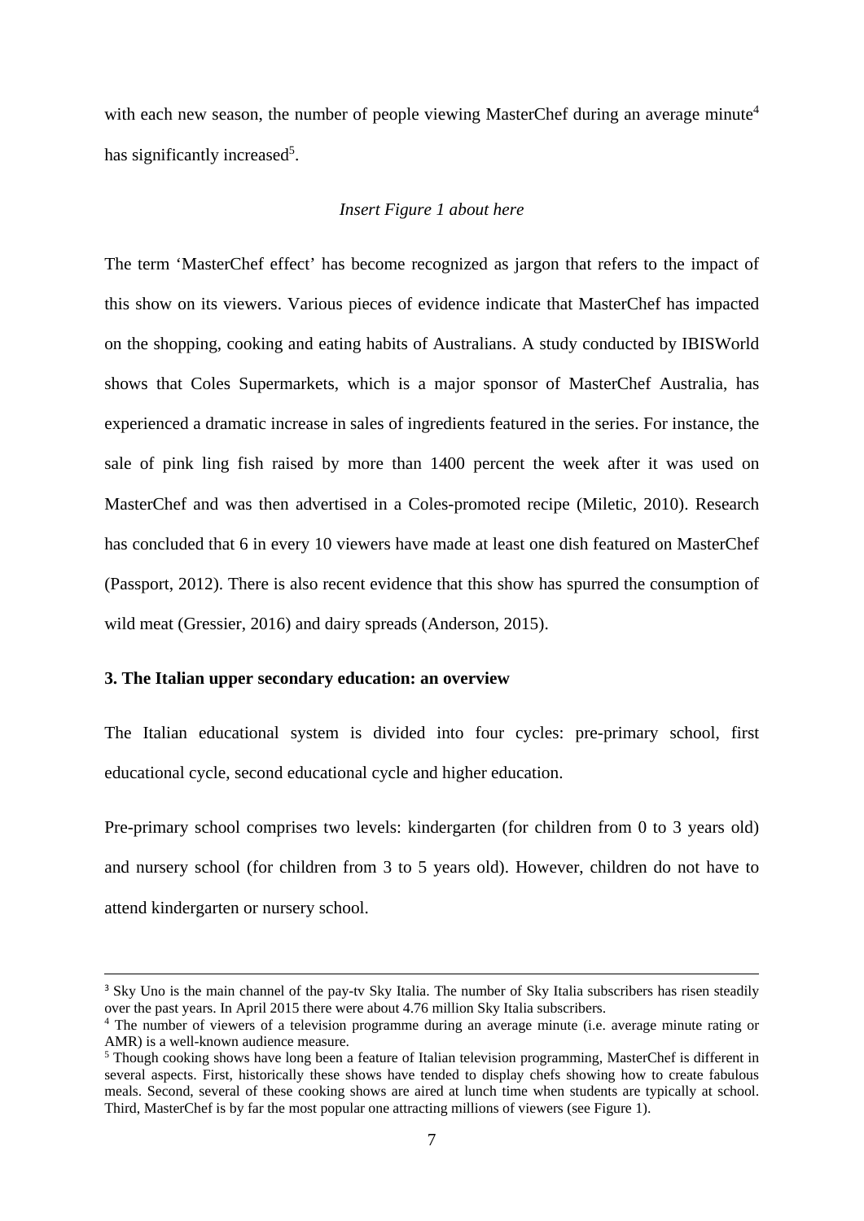with each new season, the number of people viewing MasterChef during an average minute[4] has significantly increased[5].

*Insert Figure 1 about here*

The term 'MasterChef effect' has become recognized as jargon that refers to the impact of this show on its viewers. Various pieces of evidence indicate that MasterChef has impacted on the shopping, cooking and eating habits of Australians. A study conducted by IBISWorld shows that Coles Supermarkets, which is a major sponsor of MasterChef Australia, has experienced a dramatic increase in sales of ingredients featured in the series. For instance, the sale of pink ling fish raised by more than 1400 percent the week after it was used on MasterChef and was then advertised in a Coles-promoted recipe (Miletic, 2010). Research has concluded that 6 in every 10 viewers have made at least one dish featured on MasterChef (Passport, 2012). There is also recent evidence that this show has spurred the consumption of wild meat (Gressier, 2016) and dairy spreads (Anderson, 2015).

### 3. The Italian upper secondary education: an overview

The Italian educational system is divided into four cycles: pre-primary school, first educational cycle, second educational cycle and higher education.

Pre-primary school comprises two levels: kindergarten (for children from 0 to 3 years old) and nursery school (for children from 3 to 5 years old). However, children do not have to attend kindergarten or nursery school.

---

[3] Sky Uno is the main channel of the pay-tv Sky Italia. The number of Sky Italia subscribers has risen steadily over the past years. In April 2015 there were about 4.76 million Sky Italia subscribers.

[4] The number of viewers of a television programme during an average minute (i.e. average minute rating or AMR) is a well-known audience measure.

[5] Though cooking shows have long been a feature of Italian television programming, MasterChef is different in several aspects. First, historically these shows have tended to display chefs showing how to create fabulous meals. Second, several of these cooking shows are aired at lunch time when students are typically at school. Third, MasterChef is by far the most popular one attracting millions of viewers (see Figure 1).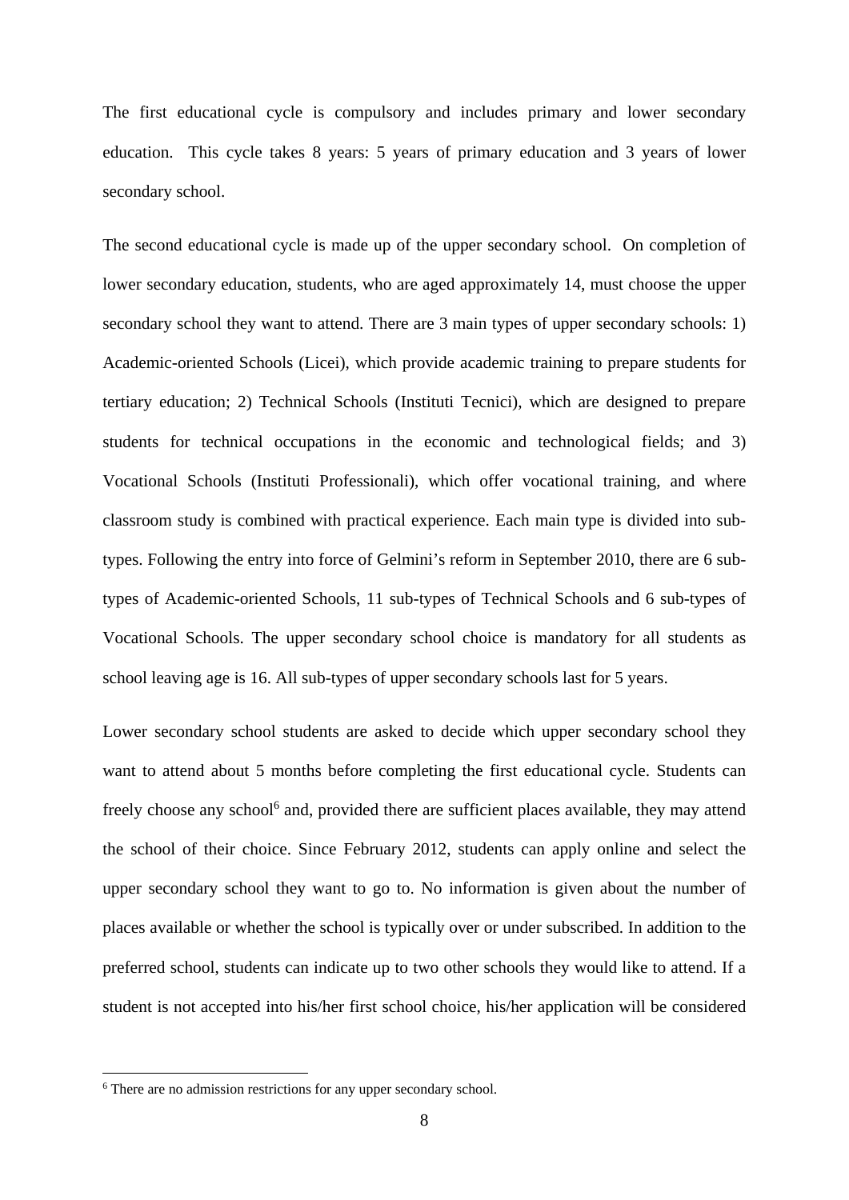The first educational cycle is compulsory and includes primary and lower secondary education. This cycle takes 8 years: 5 years of primary education and 3 years of lower secondary school.

The second educational cycle is made up of the upper secondary school. On completion of lower secondary education, students, who are aged approximately 14, must choose the upper secondary school they want to attend. There are 3 main types of upper secondary schools: 1) Academic-oriented Schools (Licei), which provide academic training to prepare students for tertiary education; 2) Technical Schools (Instituti Tecnici), which are designed to prepare students for technical occupations in the economic and technological fields; and 3) Vocational Schools (Instituti Professionali), which offer vocational training, and where classroom study is combined with practical experience. Each main type is divided into sub-types. Following the entry into force of Gelmini's reform in September 2010, there are 6 sub-types of Academic-oriented Schools, 11 sub-types of Technical Schools and 6 sub-types of Vocational Schools. The upper secondary school choice is mandatory for all students as school leaving age is 16. All sub-types of upper secondary schools last for 5 years.

Lower secondary school students are asked to decide which upper secondary school they want to attend about 5 months before completing the first educational cycle. Students can freely choose any school[6] and, provided there are sufficient places available, they may attend the school of their choice. Since February 2012, students can apply online and select the upper secondary school they want to go to. No information is given about the number of places available or whether the school is typically over or under subscribed. In addition to the preferred school, students can indicate up to two other schools they would like to attend. If a student is not accepted into his/her first school choice, his/her application will be considered

[6] There are no admission restrictions for any upper secondary school.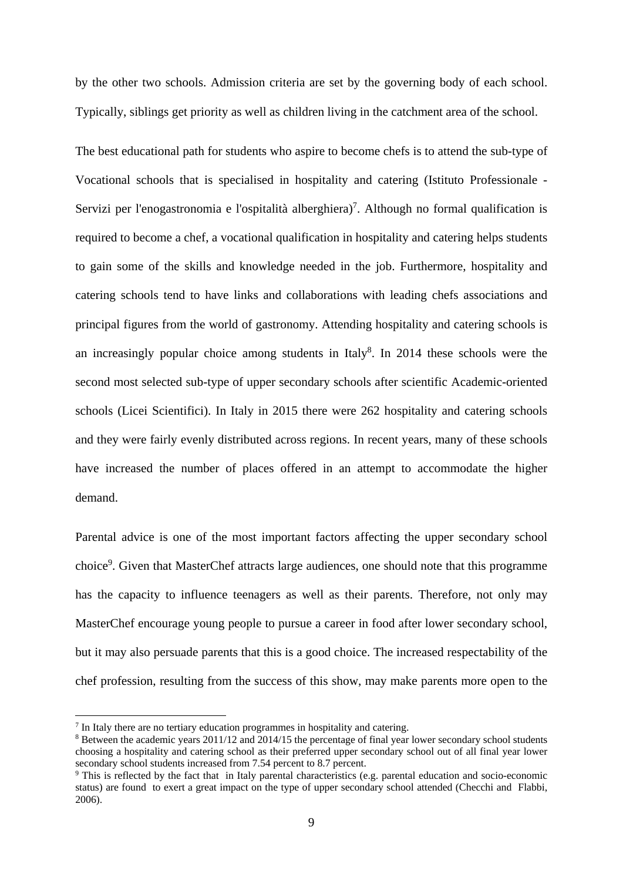by the other two schools. Admission criteria are set by the governing body of each school. Typically, siblings get priority as well as children living in the catchment area of the school.

The best educational path for students who aspire to become chefs is to attend the sub-type of Vocational schools that is specialised in hospitality and catering (Istituto Professionale - Servizi per l'enogastronomia e l'ospitalità alberghiera)[7]. Although no formal qualification is required to become a chef, a vocational qualification in hospitality and catering helps students to gain some of the skills and knowledge needed in the job. Furthermore, hospitality and catering schools tend to have links and collaborations with leading chefs associations and principal figures from the world of gastronomy. Attending hospitality and catering schools is an increasingly popular choice among students in Italy[8]. In 2014 these schools were the second most selected sub-type of upper secondary schools after scientific Academic-oriented schools (Licei Scientifici). In Italy in 2015 there were 262 hospitality and catering schools and they were fairly evenly distributed across regions. In recent years, many of these schools have increased the number of places offered in an attempt to accommodate the higher demand.

Parental advice is one of the most important factors affecting the upper secondary school choice[9]. Given that MasterChef attracts large audiences, one should note that this programme has the capacity to influence teenagers as well as their parents. Therefore, not only may MasterChef encourage young people to pursue a career in food after lower secondary school, but it may also persuade parents that this is a good choice. The increased respectability of the chef profession, resulting from the success of this show, may make parents more open to the

---

[7] In Italy there are no tertiary education programmes in hospitality and catering.

[8] Between the academic years 2011/12 and 2014/15 the percentage of final year lower secondary school students choosing a hospitality and catering school as their preferred upper secondary school out of all final year lower secondary school students increased from 7.54 percent to 8.7 percent.

[9] This is reflected by the fact that in Italy parental characteristics (e.g. parental education and socio-economic status) are found to exert a great impact on the type of upper secondary school attended (Checchi and Flabbi, 2006).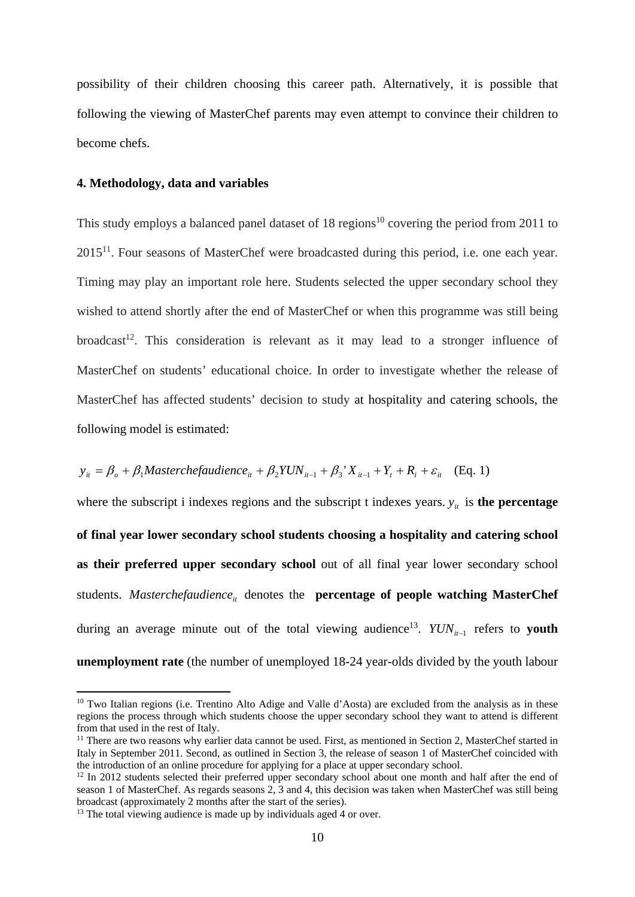possibility of their children choosing this career path. Alternatively, it is possible that following the viewing of MasterChef parents may even attempt to convince their children to become chefs.

### 4. Methodology, data and variables

This study employs a balanced panel dataset of 18 regions[10] covering the period from 2011 to 2015[11]. Four seasons of MasterChef were broadcasted during this period, i.e. one each year. Timing may play an important role here. Students selected the upper secondary school they wished to attend shortly after the end of MasterChef or when this programme was still being broadcast[12]. This consideration is relevant as it may lead to a stronger influence of MasterChef on students' educational choice. In order to investigate whether the release of MasterChef has affected students' decision to study at hospitality and catering schools, the following model is estimated:

$$y_{it} = \beta_o + \beta_1 Masterchefaudience_{it} + \beta_2 YUN_{it-1} + \beta_3 ' X_{it-1} + Y_t + R_i + \varepsilon_{it} \quad \text{(Eq. 1)}$$

where the subscript i indexes regions and the subscript t indexes years. $y_{it}$ is **the percentage of final year lower secondary school students choosing a hospitality and catering school as their preferred upper secondary school** out of all final year lower secondary school students. $Masterchefaudience_{it}$ denotes the **percentage of people watching MasterChef** during an average minute out of the total viewing audience[13]. $YUN_{it-1}$ refers to **youth unemployment rate** (the number of unemployed 18-24 year-olds divided by the youth labour

---

[10] Two Italian regions (i.e. Trentino Alto Adige and Valle d'Aosta) are excluded from the analysis as in these regions the process through which students choose the upper secondary school they want to attend is different from that used in the rest of Italy.

[11] There are two reasons why earlier data cannot be used. First, as mentioned in Section 2, MasterChef started in Italy in September 2011. Second, as outlined in Section 3, the release of season 1 of MasterChef coincided with the introduction of an online procedure for applying for a place at upper secondary school.

[12] In 2012 students selected their preferred upper secondary school about one month and half after the end of season 1 of MasterChef. As regards seasons 2, 3 and 4, this decision was taken when MasterChef was still being broadcast (approximately 2 months after the start of the series).

[13] The total viewing audience is made up by individuals aged 4 or over.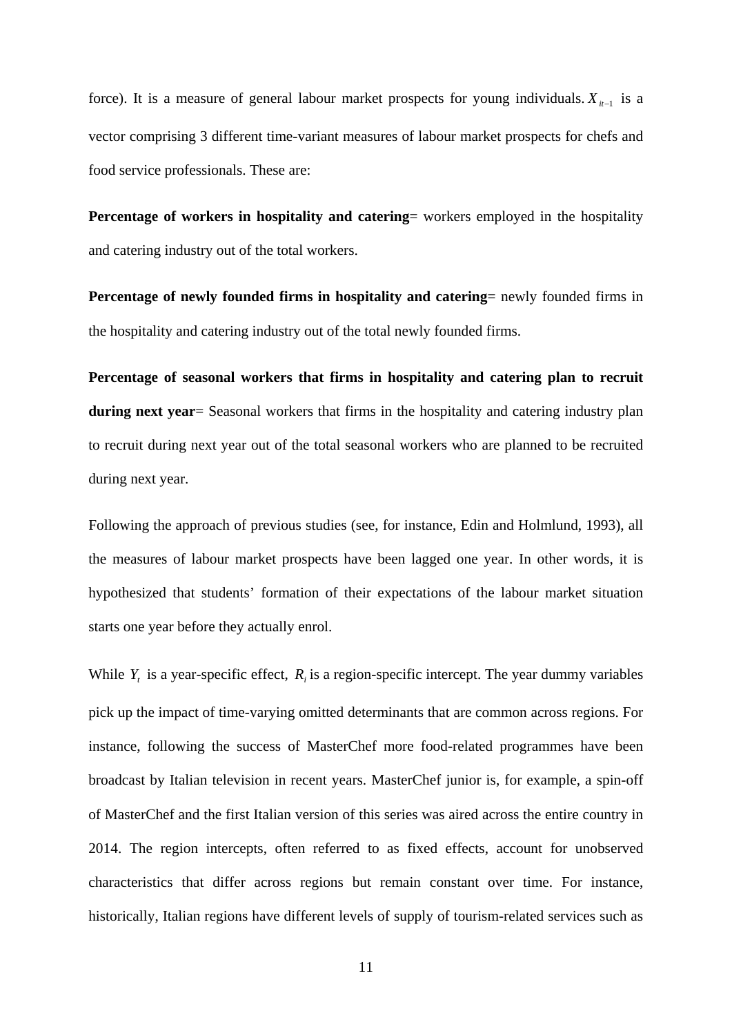force). It is a measure of general labour market prospects for young individuals. $X_{it-1}$ is a vector comprising 3 different time-variant measures of labour market prospects for chefs and food service professionals. These are:

**Percentage of workers in hospitality and catering**= workers employed in the hospitality and catering industry out of the total workers.

**Percentage of newly founded firms in hospitality and catering**= newly founded firms in the hospitality and catering industry out of the total newly founded firms.

**Percentage of seasonal workers that firms in hospitality and catering plan to recruit during next year**= Seasonal workers that firms in the hospitality and catering industry plan to recruit during next year out of the total seasonal workers who are planned to be recruited during next year.

Following the approach of previous studies (see, for instance, Edin and Holmlund, 1993), all the measures of labour market prospects have been lagged one year. In other words, it is hypothesized that students' formation of their expectations of the labour market situation starts one year before they actually enrol.

While $Y_t$ is a year-specific effect, $R_i$ is a region-specific intercept. The year dummy variables pick up the impact of time-varying omitted determinants that are common across regions. For instance, following the success of MasterChef more food-related programmes have been broadcast by Italian television in recent years. MasterChef junior is, for example, a spin-off of MasterChef and the first Italian version of this series was aired across the entire country in 2014. The region intercepts, often referred to as fixed effects, account for unobserved characteristics that differ across regions but remain constant over time. For instance, historically, Italian regions have different levels of supply of tourism-related services such as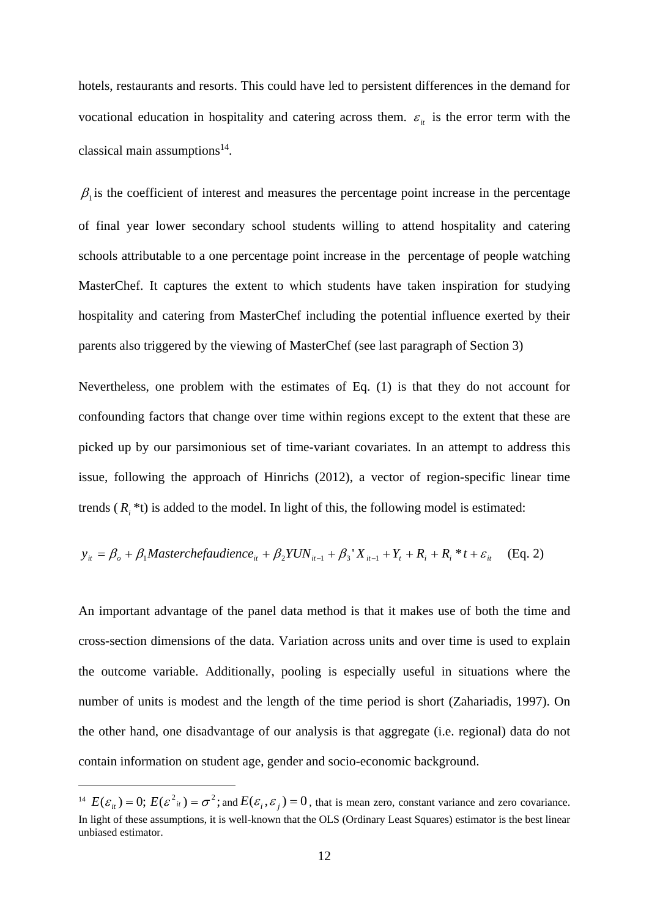hotels, restaurants and resorts. This could have led to persistent differences in the demand for vocational education in hospitality and catering across them. $\varepsilon_{it}$ is the error term with the classical main assumptions[14].

$\beta_1$ is the coefficient of interest and measures the percentage point increase in the percentage of final year lower secondary school students willing to attend hospitality and catering schools attributable to a one percentage point increase in the percentage of people watching MasterChef. It captures the extent to which students have taken inspiration for studying hospitality and catering from MasterChef including the potential influence exerted by their parents also triggered by the viewing of MasterChef (see last paragraph of Section 3)

Nevertheless, one problem with the estimates of Eq. (1) is that they do not account for confounding factors that change over time within regions except to the extent that these are picked up by our parsimonious set of time-variant covariates. In an attempt to address this issue, following the approach of Hinrichs (2012), a vector of region-specific linear time trends ($R_i$ *t) is added to the model. In light of this, the following model is estimated:

$$y_{it} = \beta_o + \beta_1 Masterchefaudience_{it} + \beta_2 YUN_{it-1} + \beta_3' X_{it-1} + Y_t + R_i + R_i * t + \varepsilon_{it} \quad \text{(Eq. 2)}$$

An important advantage of the panel data method is that it makes use of both the time and cross-section dimensions of the data. Variation across units and over time is used to explain the outcome variable. Additionally, pooling is especially useful in situations where the number of units is modest and the length of the time period is short (Zahariadis, 1997). On the other hand, one disadvantage of our analysis is that aggregate (i.e. regional) data do not contain information on student age, gender and socio-economic background.

---

[14] $E(\varepsilon_{it}) = 0;\ E(\varepsilon^2{}_{it}) = \sigma^2;$ and $E(\varepsilon_i, \varepsilon_j) = 0$, that is mean zero, constant variance and zero covariance. In light of these assumptions, it is well-known that the OLS (Ordinary Least Squares) estimator is the best linear unbiased estimator.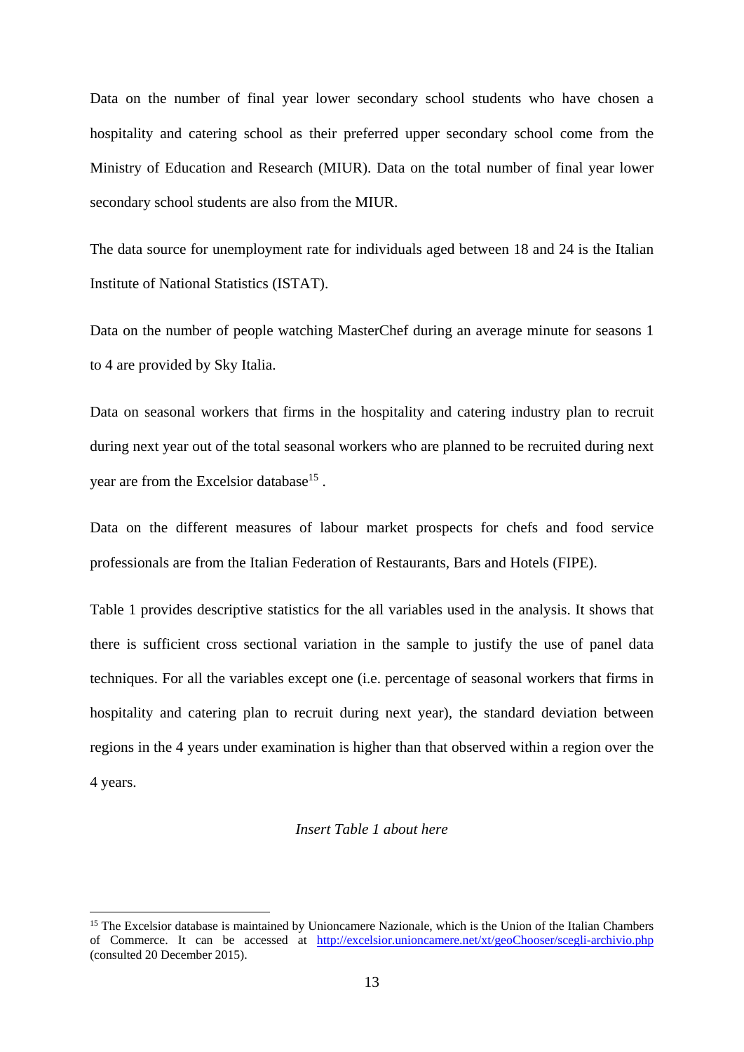Data on the number of final year lower secondary school students who have chosen a hospitality and catering school as their preferred upper secondary school come from the Ministry of Education and Research (MIUR). Data on the total number of final year lower secondary school students are also from the MIUR.

The data source for unemployment rate for individuals aged between 18 and 24 is the Italian Institute of National Statistics (ISTAT).

Data on the number of people watching MasterChef during an average minute for seasons 1 to 4 are provided by Sky Italia.

Data on seasonal workers that firms in the hospitality and catering industry plan to recruit during next year out of the total seasonal workers who are planned to be recruited during next year are from the Excelsior database[15] .

Data on the different measures of labour market prospects for chefs and food service professionals are from the Italian Federation of Restaurants, Bars and Hotels (FIPE).

Table 1 provides descriptive statistics for the all variables used in the analysis. It shows that there is sufficient cross sectional variation in the sample to justify the use of panel data techniques. For all the variables except one (i.e. percentage of seasonal workers that firms in hospitality and catering plan to recruit during next year), the standard deviation between regions in the 4 years under examination is higher than that observed within a region over the 4 years.

*Insert Table 1 about here*

[15] The Excelsior database is maintained by Unioncamere Nazionale, which is the Union of the Italian Chambers of Commerce. It can be accessed at http://excelsior.unioncamere.net/xt/geoChooser/scegli-archivio.php (consulted 20 December 2015).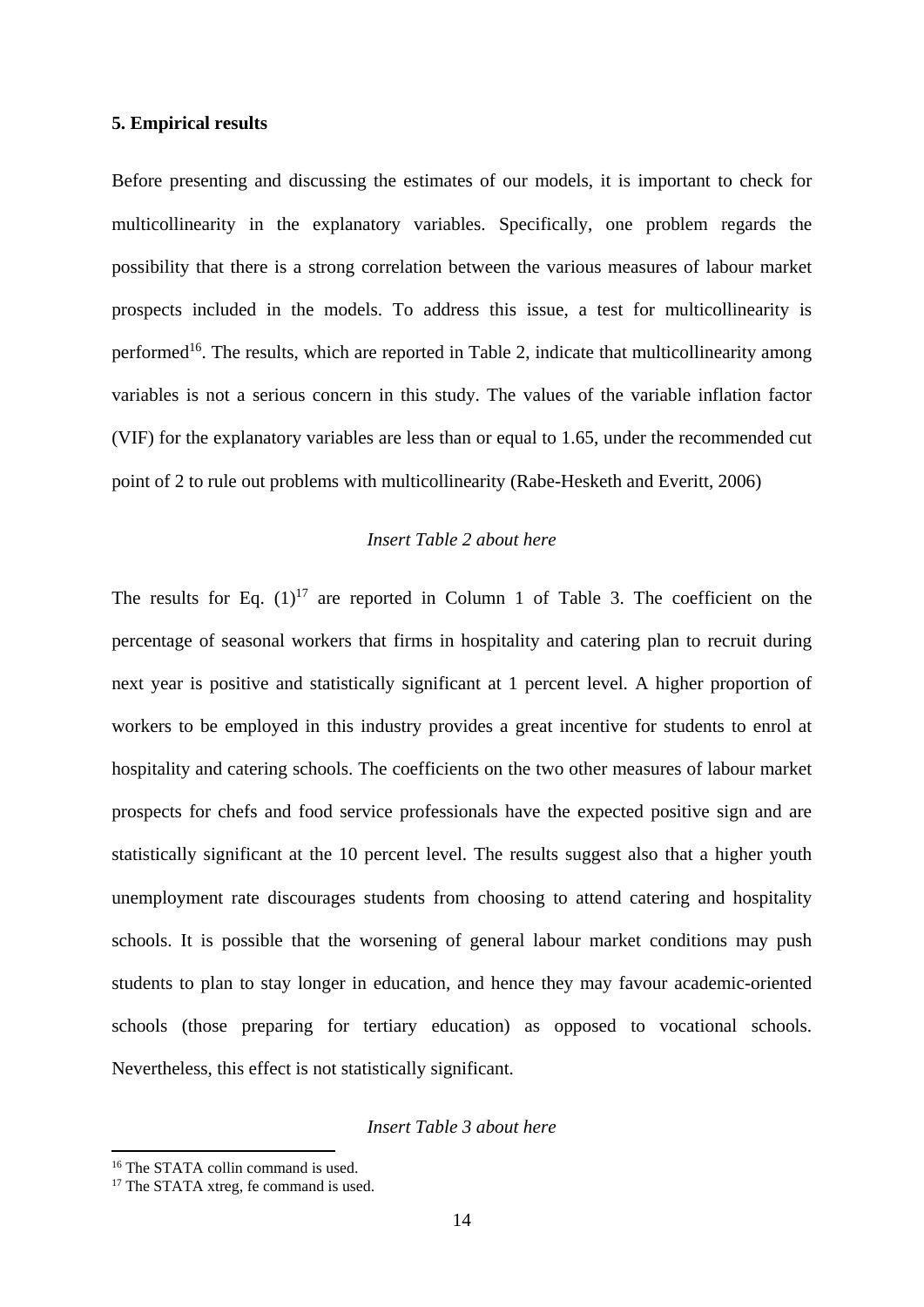## 5. Empirical results

Before presenting and discussing the estimates of our models, it is important to check for multicollinearity in the explanatory variables. Specifically, one problem regards the possibility that there is a strong correlation between the various measures of labour market prospects included in the models. To address this issue, a test for multicollinearity is performed[16]. The results, which are reported in Table 2, indicate that multicollinearity among variables is not a serious concern in this study. The values of the variable inflation factor (VIF) for the explanatory variables are less than or equal to 1.65, under the recommended cut point of 2 to rule out problems with multicollinearity (Rabe-Hesketh and Everitt, 2006)

*Insert Table 2 about here*

The results for Eq. (1)[17] are reported in Column 1 of Table 3. The coefficient on the percentage of seasonal workers that firms in hospitality and catering plan to recruit during next year is positive and statistically significant at 1 percent level. A higher proportion of workers to be employed in this industry provides a great incentive for students to enrol at hospitality and catering schools. The coefficients on the two other measures of labour market prospects for chefs and food service professionals have the expected positive sign and are statistically significant at the 10 percent level. The results suggest also that a higher youth unemployment rate discourages students from choosing to attend catering and hospitality schools. It is possible that the worsening of general labour market conditions may push students to plan to stay longer in education, and hence they may favour academic-oriented schools (those preparing for tertiary education) as opposed to vocational schools. Nevertheless, this effect is not statistically significant.

*Insert Table 3 about here*

[16] The STATA collin command is used.

[17] The STATA xtreg, fe command is used.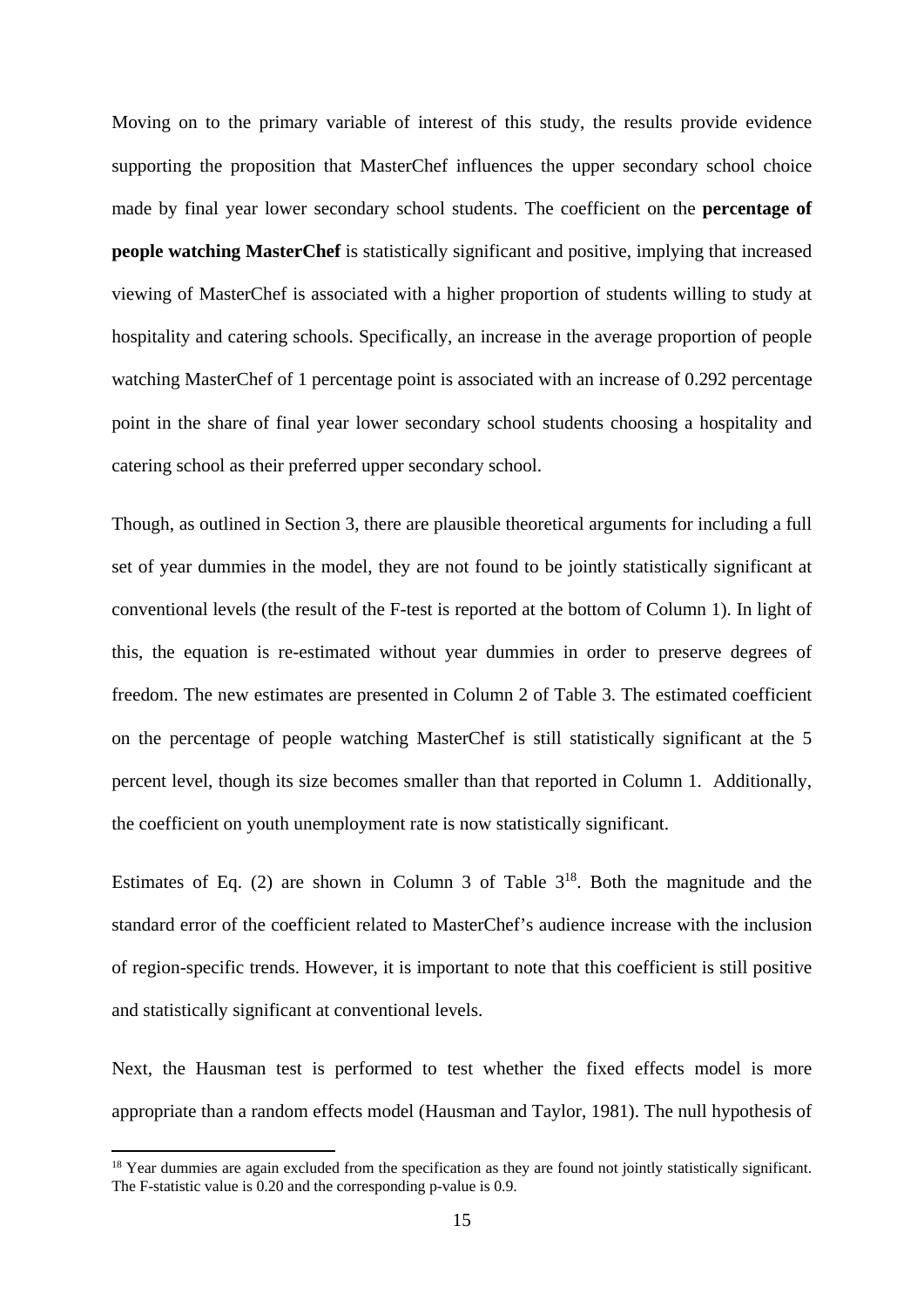Moving on to the primary variable of interest of this study, the results provide evidence supporting the proposition that MasterChef influences the upper secondary school choice made by final year lower secondary school students. The coefficient on the **percentage of people watching MasterChef** is statistically significant and positive, implying that increased viewing of MasterChef is associated with a higher proportion of students willing to study at hospitality and catering schools. Specifically, an increase in the average proportion of people watching MasterChef of 1 percentage point is associated with an increase of 0.292 percentage point in the share of final year lower secondary school students choosing a hospitality and catering school as their preferred upper secondary school.

Though, as outlined in Section 3, there are plausible theoretical arguments for including a full set of year dummies in the model, they are not found to be jointly statistically significant at conventional levels (the result of the F-test is reported at the bottom of Column 1). In light of this, the equation is re-estimated without year dummies in order to preserve degrees of freedom. The new estimates are presented in Column 2 of Table 3. The estimated coefficient on the percentage of people watching MasterChef is still statistically significant at the 5 percent level, though its size becomes smaller than that reported in Column 1. Additionally, the coefficient on youth unemployment rate is now statistically significant.

Estimates of Eq. (2) are shown in Column 3 of Table 3[18]. Both the magnitude and the standard error of the coefficient related to MasterChef's audience increase with the inclusion of region-specific trends. However, it is important to note that this coefficient is still positive and statistically significant at conventional levels.

Next, the Hausman test is performed to test whether the fixed effects model is more appropriate than a random effects model (Hausman and Taylor, 1981). The null hypothesis of

---

[18] Year dummies are again excluded from the specification as they are found not jointly statistically significant. The F-statistic value is 0.20 and the corresponding p-value is 0.9.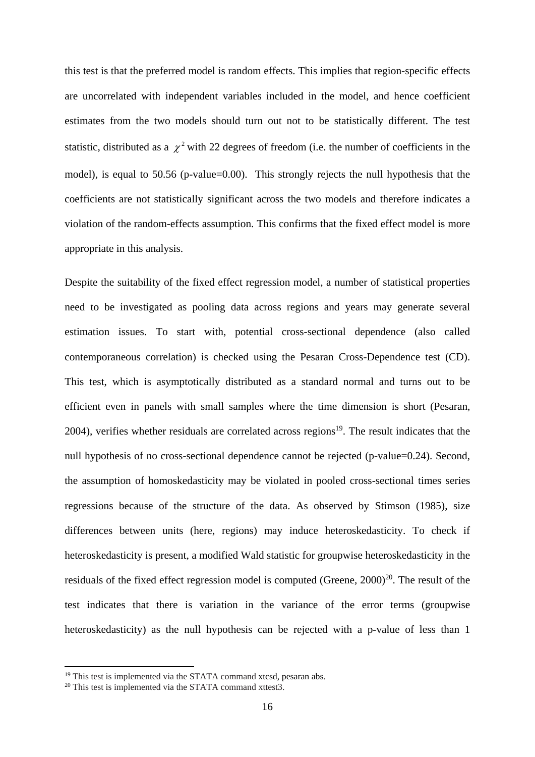this test is that the preferred model is random effects. This implies that region-specific effects are uncorrelated with independent variables included in the model, and hence coefficient estimates from the two models should turn out not to be statistically different. The test statistic, distributed as a $\chi^2$ with 22 degrees of freedom (i.e. the number of coefficients in the model), is equal to 50.56 (p-value=0.00). This strongly rejects the null hypothesis that the coefficients are not statistically significant across the two models and therefore indicates a violation of the random-effects assumption. This confirms that the fixed effect model is more appropriate in this analysis.

Despite the suitability of the fixed effect regression model, a number of statistical properties need to be investigated as pooling data across regions and years may generate several estimation issues. To start with, potential cross-sectional dependence (also called contemporaneous correlation) is checked using the Pesaran Cross-Dependence test (CD). This test, which is asymptotically distributed as a standard normal and turns out to be efficient even in panels with small samples where the time dimension is short (Pesaran, 2004), verifies whether residuals are correlated across regions[19]. The result indicates that the null hypothesis of no cross-sectional dependence cannot be rejected (p-value=0.24). Second, the assumption of homoskedasticity may be violated in pooled cross-sectional times series regressions because of the structure of the data. As observed by Stimson (1985), size differences between units (here, regions) may induce heteroskedasticity. To check if heteroskedasticity is present, a modified Wald statistic for groupwise heteroskedasticity in the residuals of the fixed effect regression model is computed (Greene, 2000)[20]. The result of the test indicates that there is variation in the variance of the error terms (groupwise heteroskedasticity) as the null hypothesis can be rejected with a p-value of less than 1

[19] This test is implemented via the STATA command xtcsd, pesaran abs.

[20] This test is implemented via the STATA command xttest3.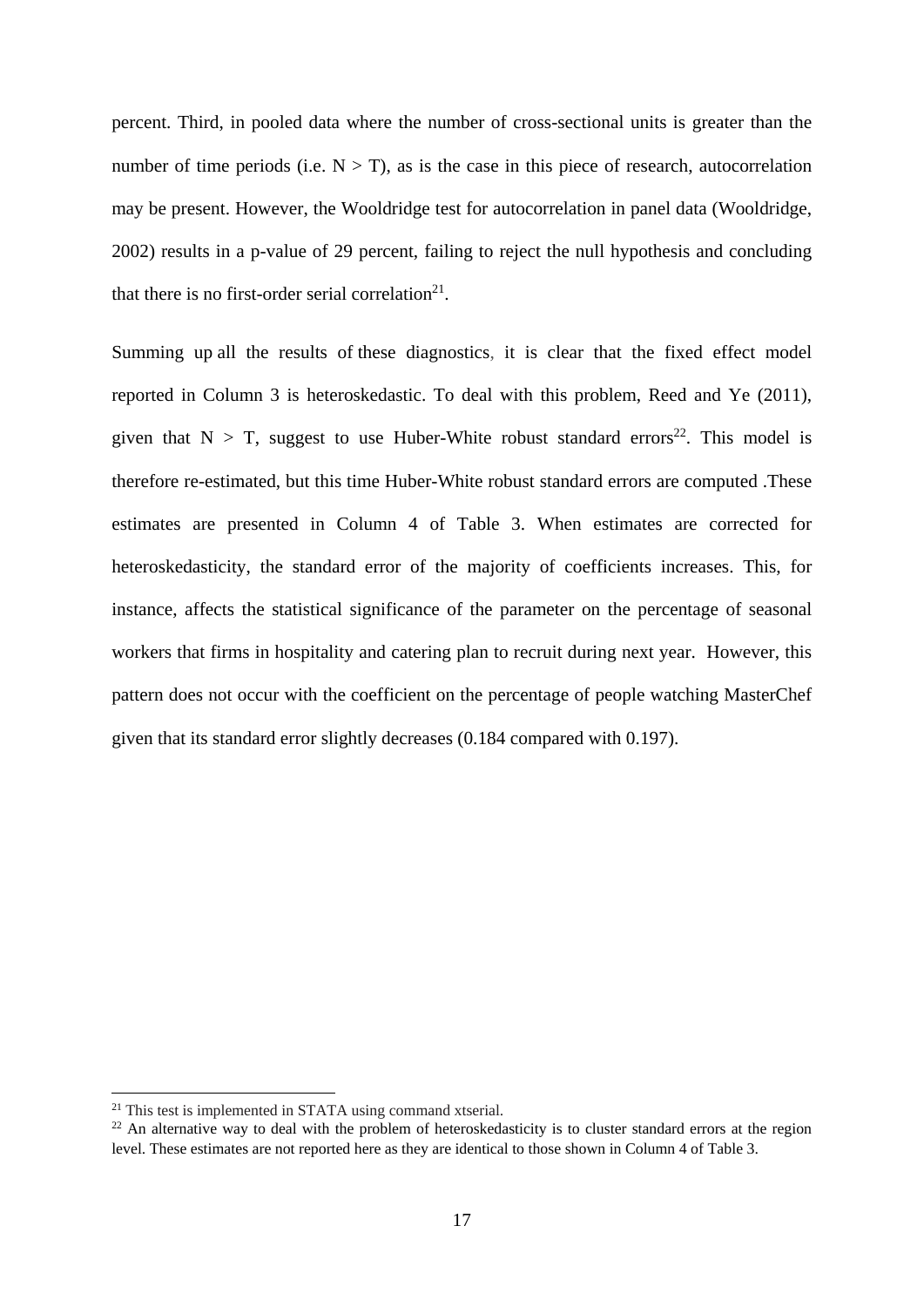percent. Third, in pooled data where the number of cross-sectional units is greater than the number of time periods (i.e. N > T), as is the case in this piece of research, autocorrelation may be present. However, the Wooldridge test for autocorrelation in panel data (Wooldridge, 2002) results in a p-value of 29 percent, failing to reject the null hypothesis and concluding that there is no first-order serial correlation[21].

Summing up all the results of these diagnostics, it is clear that the fixed effect model reported in Column 3 is heteroskedastic. To deal with this problem, Reed and Ye (2011), given that N > T, suggest to use Huber-White robust standard errors[22]. This model is therefore re-estimated, but this time Huber-White robust standard errors are computed .These estimates are presented in Column 4 of Table 3. When estimates are corrected for heteroskedasticity, the standard error of the majority of coefficients increases. This, for instance, affects the statistical significance of the parameter on the percentage of seasonal workers that firms in hospitality and catering plan to recruit during next year. However, this pattern does not occur with the coefficient on the percentage of people watching MasterChef given that its standard error slightly decreases (0.184 compared with 0.197).

[21] This test is implemented in STATA using command xtserial.

[22] An alternative way to deal with the problem of heteroskedasticity is to cluster standard errors at the region level. These estimates are not reported here as they are identical to those shown in Column 4 of Table 3.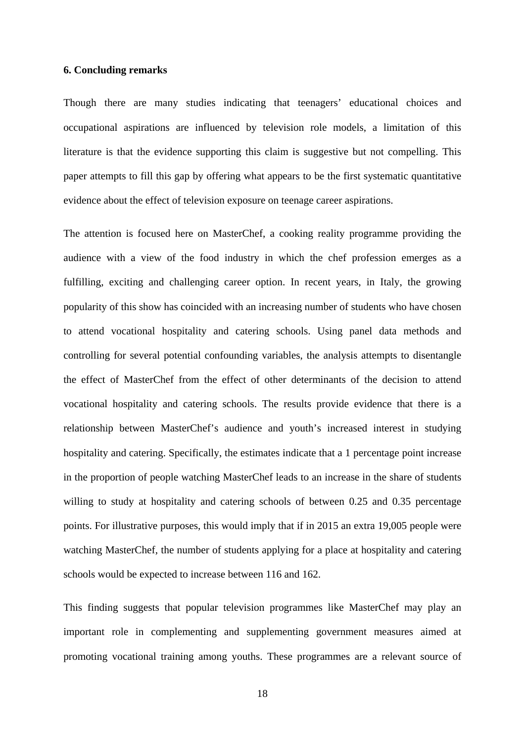### 6. Concluding remarks

Though there are many studies indicating that teenagers' educational choices and occupational aspirations are influenced by television role models, a limitation of this literature is that the evidence supporting this claim is suggestive but not compelling. This paper attempts to fill this gap by offering what appears to be the first systematic quantitative evidence about the effect of television exposure on teenage career aspirations.

The attention is focused here on MasterChef, a cooking reality programme providing the audience with a view of the food industry in which the chef profession emerges as a fulfilling, exciting and challenging career option. In recent years, in Italy, the growing popularity of this show has coincided with an increasing number of students who have chosen to attend vocational hospitality and catering schools. Using panel data methods and controlling for several potential confounding variables, the analysis attempts to disentangle the effect of MasterChef from the effect of other determinants of the decision to attend vocational hospitality and catering schools. The results provide evidence that there is a relationship between MasterChef's audience and youth's increased interest in studying hospitality and catering. Specifically, the estimates indicate that a 1 percentage point increase in the proportion of people watching MasterChef leads to an increase in the share of students willing to study at hospitality and catering schools of between 0.25 and 0.35 percentage points. For illustrative purposes, this would imply that if in 2015 an extra 19,005 people were watching MasterChef, the number of students applying for a place at hospitality and catering schools would be expected to increase between 116 and 162.

This finding suggests that popular television programmes like MasterChef may play an important role in complementing and supplementing government measures aimed at promoting vocational training among youths. These programmes are a relevant source of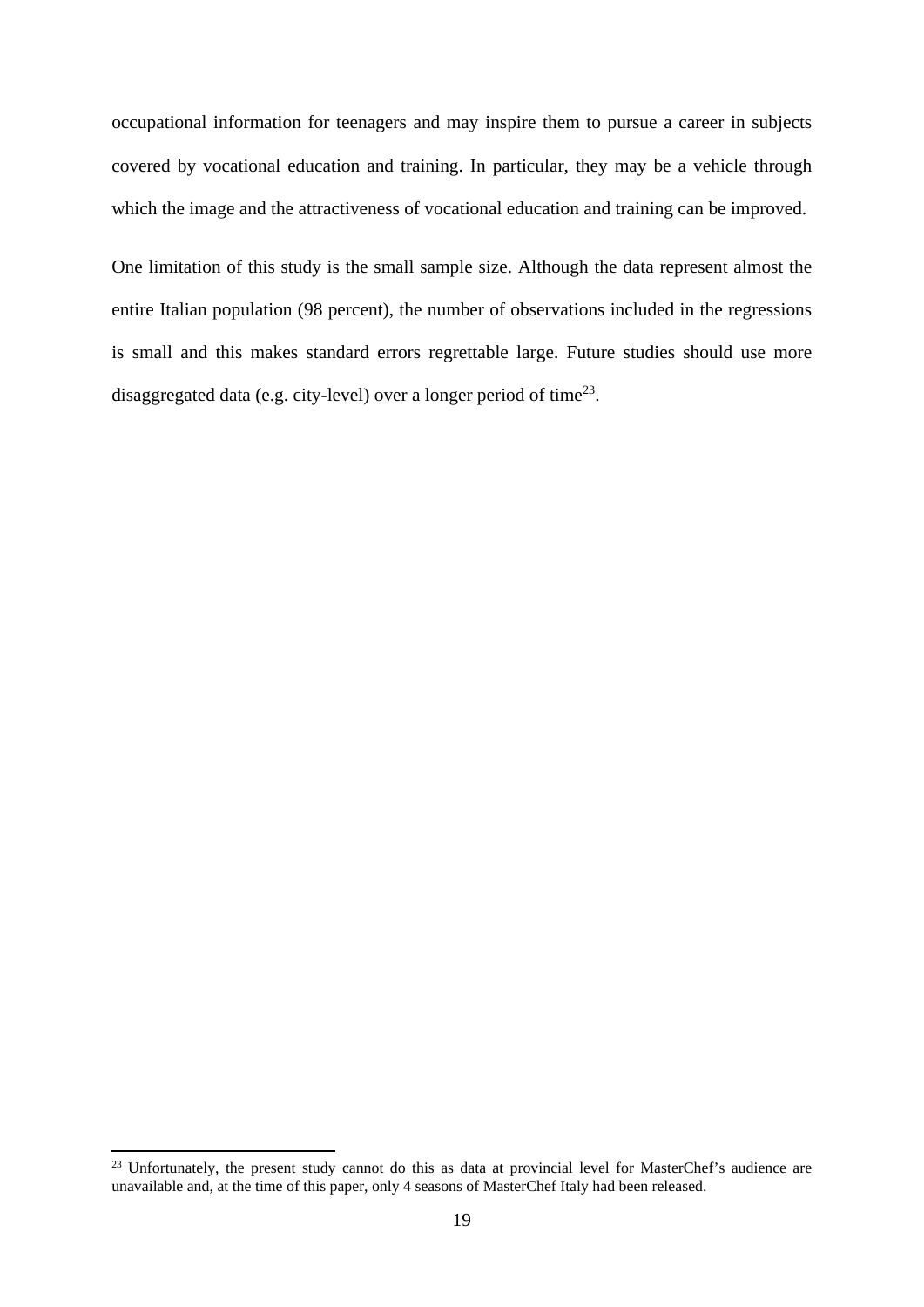occupational information for teenagers and may inspire them to pursue a career in subjects covered by vocational education and training. In particular, they may be a vehicle through which the image and the attractiveness of vocational education and training can be improved.

One limitation of this study is the small sample size. Although the data represent almost the entire Italian population (98 percent), the number of observations included in the regressions is small and this makes standard errors regrettable large. Future studies should use more disaggregated data (e.g. city-level) over a longer period of time[23].

[23] Unfortunately, the present study cannot do this as data at provincial level for MasterChef's audience are unavailable and, at the time of this paper, only 4 seasons of MasterChef Italy had been released.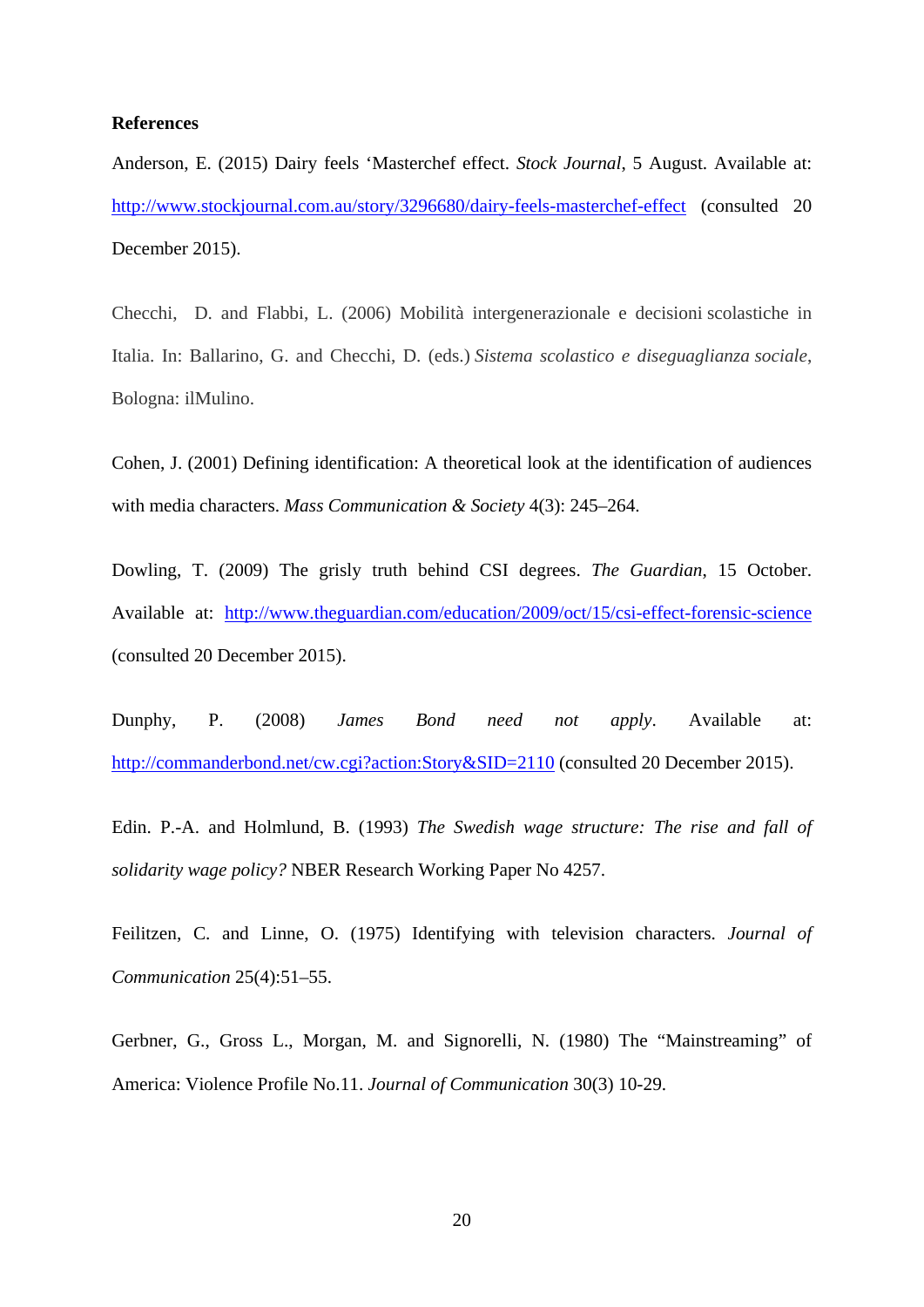**References**

Anderson, E. (2015) Dairy feels 'Masterchef effect. *Stock Journal*, 5 August. Available at: http://www.stockjournal.com.au/story/3296680/dairy-feels-masterchef-effect (consulted 20 December 2015).

Checchi, D. and Flabbi, L. (2006) Mobilità intergenerazionale e decisioni scolastiche in Italia. In: Ballarino, G. and Checchi, D. (eds.) *Sistema scolastico e diseguaglianza sociale*, Bologna: ilMulino.

Cohen, J. (2001) Defining identification: A theoretical look at the identification of audiences with media characters. *Mass Communication & Society* 4(3): 245–264.

Dowling, T. (2009) The grisly truth behind CSI degrees. *The Guardian*, 15 October. Available at: http://www.theguardian.com/education/2009/oct/15/csi-effect-forensic-science (consulted 20 December 2015).

Dunphy, P. (2008) *James Bond need not apply*. Available at: http://commanderbond.net/cw.cgi?action:Story&SID=2110 (consulted 20 December 2015).

Edin. P.-A. and Holmlund, B. (1993) *The Swedish wage structure: The rise and fall of solidarity wage policy?* NBER Research Working Paper No 4257.

Feilitzen, C. and Linne, O. (1975) Identifying with television characters. *Journal of Communication* 25(4):51–55.

Gerbner, G., Gross L., Morgan, M. and Signorelli, N. (1980) The "Mainstreaming" of America: Violence Profile No.11. *Journal of Communication* 30(3) 10-29.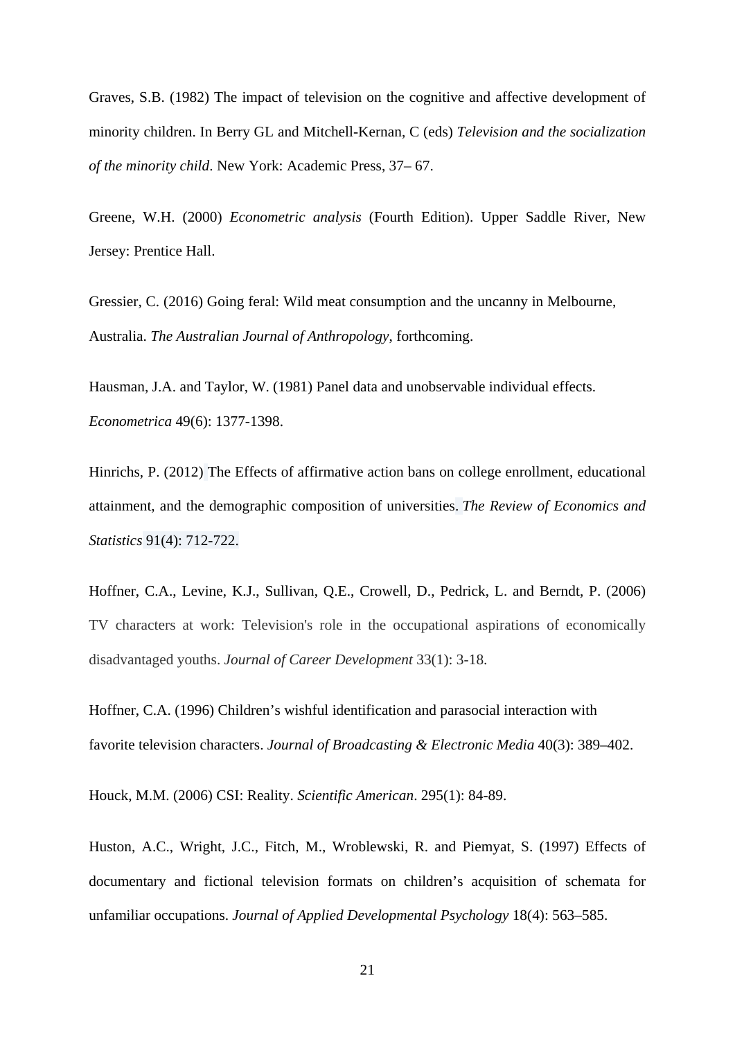Graves, S.B. (1982) The impact of television on the cognitive and affective development of minority children. In Berry GL and Mitchell-Kernan, C (eds) *Television and the socialization of the minority child*. New York: Academic Press, 37– 67.

Greene, W.H. (2000) *Econometric analysis* (Fourth Edition). Upper Saddle River, New Jersey: Prentice Hall.

Gressier, C. (2016) Going feral: Wild meat consumption and the uncanny in Melbourne, Australia. *The Australian Journal of Anthropology*, forthcoming.

Hausman, J.A. and Taylor, W. (1981) Panel data and unobservable individual effects. *Econometrica* 49(6): 1377-1398.

Hinrichs, P. (2012) The Effects of affirmative action bans on college enrollment, educational attainment, and the demographic composition of universities. *The Review of Economics and Statistics* 91(4): 712-722.

Hoffner, C.A., Levine, K.J., Sullivan, Q.E., Crowell, D., Pedrick, L. and Berndt, P. (2006) TV characters at work: Television's role in the occupational aspirations of economically disadvantaged youths. *Journal of Career Development* 33(1): 3-18.

Hoffner, C.A. (1996) Children's wishful identification and parasocial interaction with favorite television characters. *Journal of Broadcasting & Electronic Media* 40(3): 389–402.

Houck, M.M. (2006) CSI: Reality. *Scientific American*. 295(1): 84-89.

Huston, A.C., Wright, J.C., Fitch, M., Wroblewski, R. and Piemyat, S. (1997) Effects of documentary and fictional television formats on children's acquisition of schemata for unfamiliar occupations. *Journal of Applied Developmental Psychology* 18(4): 563–585.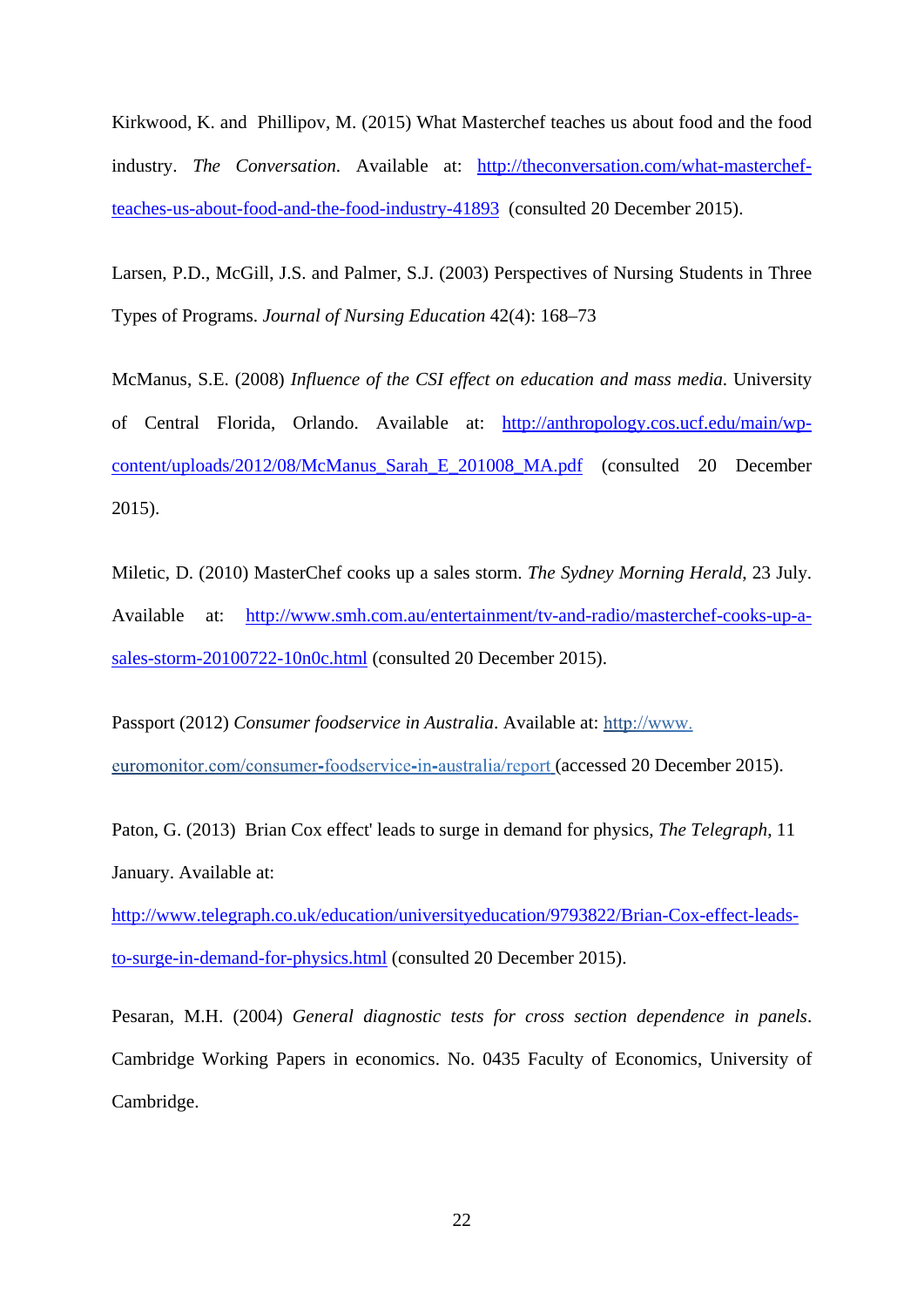Kirkwood, K. and Phillipov, M. (2015) What Masterchef teaches us about food and the food industry. *The Conversation*. Available at: http://theconversation.com/what-masterchef-teaches-us-about-food-and-the-food-industry-41893 (consulted 20 December 2015).

Larsen, P.D., McGill, J.S. and Palmer, S.J. (2003) Perspectives of Nursing Students in Three Types of Programs. *Journal of Nursing Education* 42(4): 168–73

McManus, S.E. (2008) *Influence of the CSI effect on education and mass media*. University of Central Florida, Orlando. Available at: http://anthropology.cos.ucf.edu/main/wp-content/uploads/2012/08/McManus_Sarah_E_201008_MA.pdf (consulted 20 December 2015).

Miletic, D. (2010) MasterChef cooks up a sales storm. *The Sydney Morning Herald*, 23 July. Available at: http://www.smh.com.au/entertainment/tv-and-radio/masterchef-cooks-up-a-sales-storm-20100722-10n0c.html (consulted 20 December 2015).

Passport (2012) *Consumer foodservice in Australia*. Available at: http://www.euromonitor.com/consumer-foodservice-in-australia/report (accessed 20 December 2015).

Paton, G. (2013) Brian Cox effect' leads to surge in demand for physics, *The Telegraph*, 11 January. Available at: http://www.telegraph.co.uk/education/universityeducation/9793822/Brian-Cox-effect-leads-to-surge-in-demand-for-physics.html (consulted 20 December 2015).

Pesaran, M.H. (2004) *General diagnostic tests for cross section dependence in panels*. Cambridge Working Papers in economics. No. 0435 Faculty of Economics, University of Cambridge.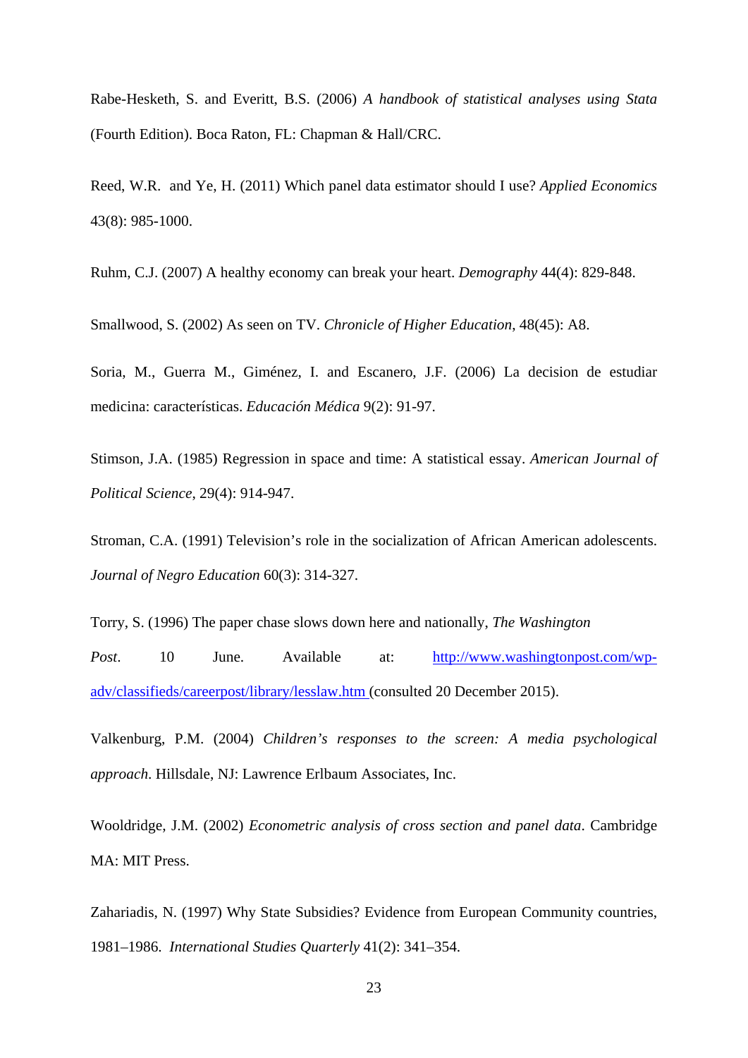Rabe-Hesketh, S. and Everitt, B.S. (2006) *A handbook of statistical analyses using Stata* (Fourth Edition). Boca Raton, FL: Chapman & Hall/CRC.

Reed, W.R. and Ye, H. (2011) Which panel data estimator should I use? *Applied Economics* 43(8): 985-1000.

Ruhm, C.J. (2007) A healthy economy can break your heart. *Demography* 44(4): 829-848.

Smallwood, S. (2002) As seen on TV. *Chronicle of Higher Education*, 48(45): A8.

Soria, M., Guerra M., Giménez, I. and Escanero, J.F. (2006) La decision de estudiar medicina: características. *Educación Médica* 9(2): 91-97.

Stimson, J.A. (1985) Regression in space and time: A statistical essay. *American Journal of Political Science*, 29(4): 914-947.

Stroman, C.A. (1991) Television's role in the socialization of African American adolescents. *Journal of Negro Education* 60(3): 314-327.

Torry, S. (1996) The paper chase slows down here and nationally, *The Washington Post*. 10 June. Available at: [http://www.washingtonpost.com/wp-adv/classifieds/careerpost/library/lesslaw.htm](http://www.washingtonpost.com/wp-adv/classifieds/careerpost/library/lesslaw.htm) (consulted 20 December 2015).

Valkenburg, P.M. (2004) *Children's responses to the screen: A media psychological approach*. Hillsdale, NJ: Lawrence Erlbaum Associates, Inc.

Wooldridge, J.M. (2002) *Econometric analysis of cross section and panel data*. Cambridge MA: MIT Press.

Zahariadis, N. (1997) Why State Subsidies? Evidence from European Community countries, 1981–1986. *International Studies Quarterly* 41(2): 341–354.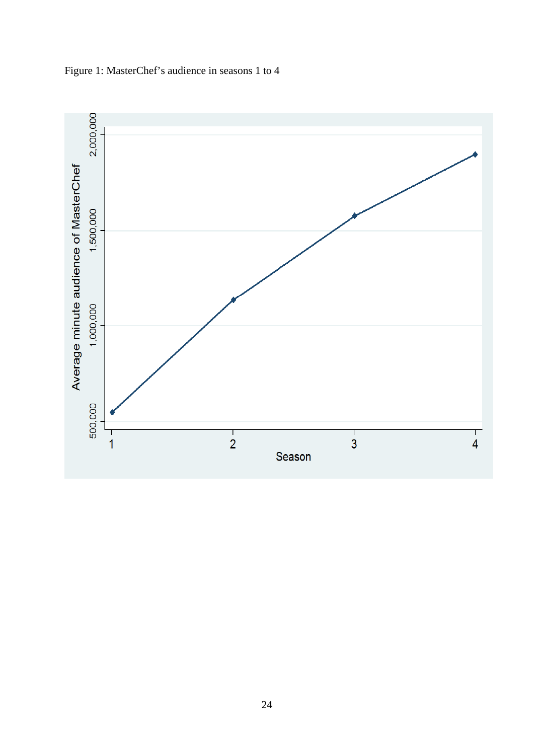Figure 1: MasterChef's audience in seasons 1 to 4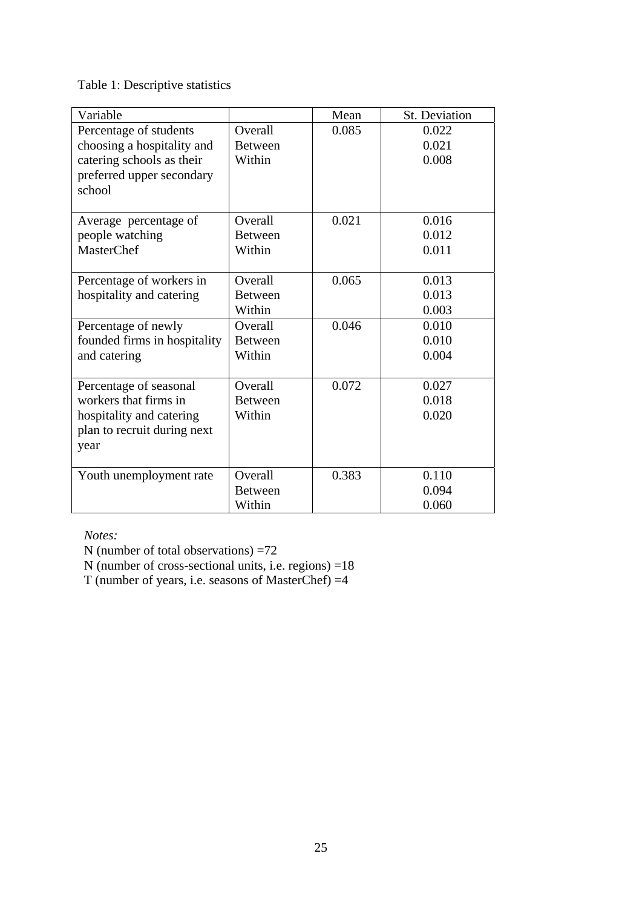Table 1: Descriptive statistics

| Variable | | Mean | St. Deviation |
|---|---|---|---|
| Percentage of students choosing a hospitality and catering schools as their preferred upper secondary school | Overall | 0.085 | 0.022 |
| | Between | | 0.021 |
| | Within | | 0.008 |
| Average percentage of people watching MasterChef | Overall | 0.021 | 0.016 |
| | Between | | 0.012 |
| | Within | | 0.011 |
| Percentage of workers in hospitality and catering | Overall | 0.065 | 0.013 |
| | Between | | 0.013 |
| | Within | | 0.003 |
| Percentage of newly founded firms in hospitality and catering | Overall | 0.046 | 0.010 |
| | Between | | 0.010 |
| | Within | | 0.004 |
| Percentage of seasonal workers that firms in hospitality and catering plan to recruit during next year | Overall | 0.072 | 0.027 |
| | Between | | 0.018 |
| | Within | | 0.020 |
| Youth unemployment rate | Overall | 0.383 | 0.110 |
| | Between | | 0.094 |
| | Within | | 0.060 |

*Notes:*

N (number of total observations) =72

N (number of cross-sectional units, i.e. regions) =18

T (number of years, i.e. seasons of MasterChef) =4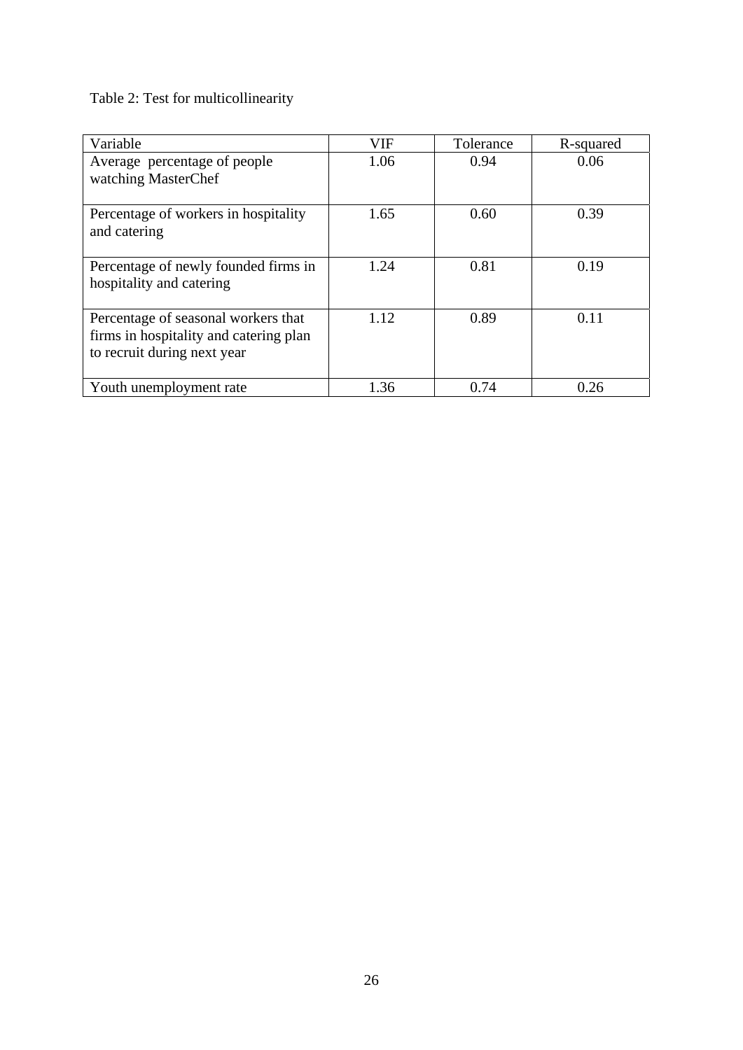Table 2: Test for multicollinearity

| Variable | VIF | Tolerance | R-squared |
| --- | --- | --- | --- |
| Average percentage of people watching MasterChef | 1.06 | 0.94 | 0.06 |
| Percentage of workers in hospitality and catering | 1.65 | 0.60 | 0.39 |
| Percentage of newly founded firms in hospitality and catering | 1.24 | 0.81 | 0.19 |
| Percentage of seasonal workers that firms in hospitality and catering plan to recruit during next year | 1.12 | 0.89 | 0.11 |
| Youth unemployment rate | 1.36 | 0.74 | 0.26 |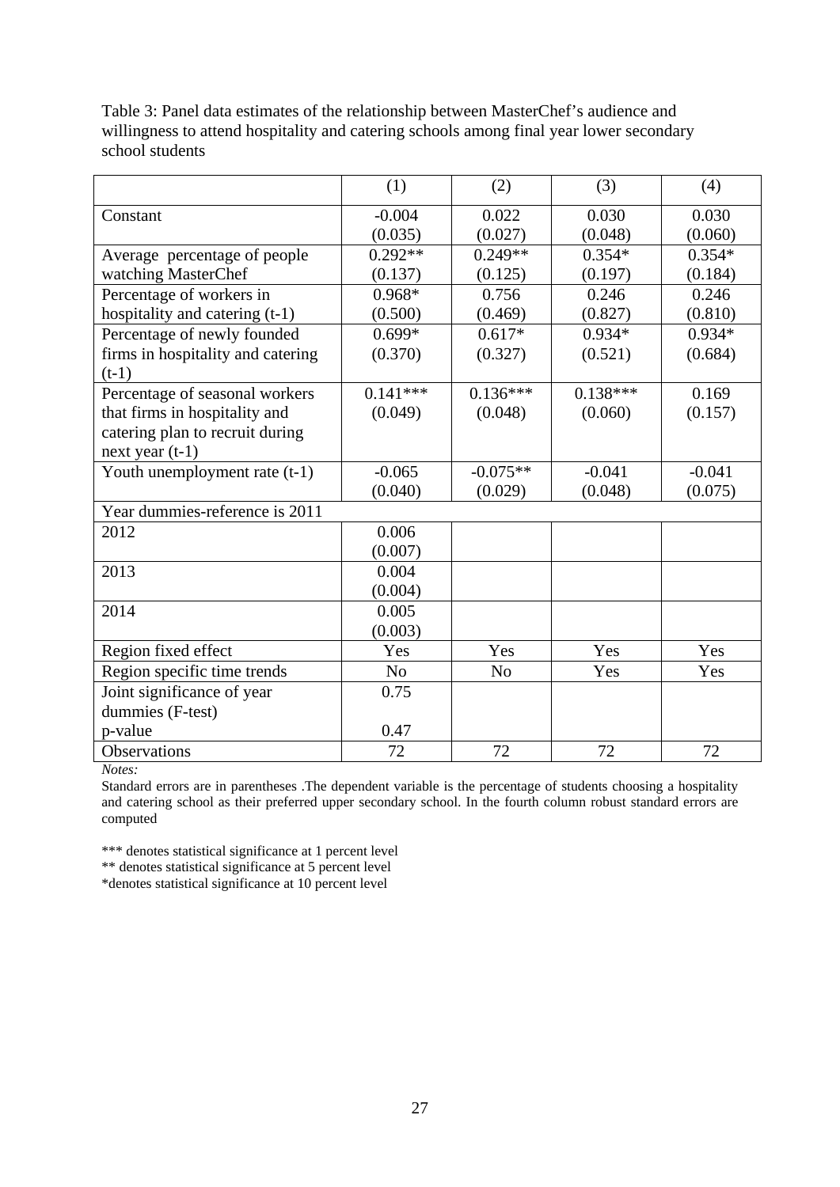Table 3: Panel data estimates of the relationship between MasterChef's audience and willingness to attend hospitality and catering schools among final year lower secondary school students

| | (1) | (2) | (3) | (4) |
|---|---|---|---|---|
| Constant | -0.004<br>(0.035) | 0.022<br>(0.027) | 0.030<br>(0.048) | 0.030<br>(0.060) |
| Average percentage of people watching MasterChef | 0.292**<br>(0.137) | 0.249**<br>(0.125) | 0.354*<br>(0.197) | 0.354*<br>(0.184) |
| Percentage of workers in hospitality and catering (t-1) | 0.968*<br>(0.500) | 0.756<br>(0.469) | 0.246<br>(0.827) | 0.246<br>(0.810) |
| Percentage of newly founded firms in hospitality and catering (t-1) | 0.699*<br>(0.370) | 0.617*<br>(0.327) | 0.934*<br>(0.521) | 0.934*<br>(0.684) |
| Percentage of seasonal workers that firms in hospitality and catering plan to recruit during next year (t-1) | 0.141***<br>(0.049) | 0.136***<br>(0.048) | 0.138***<br>(0.060) | 0.169<br>(0.157) |
| Youth unemployment rate (t-1) | -0.065<br>(0.040) | -0.075**<br>(0.029) | -0.041<br>(0.048) | -0.041<br>(0.075) |
| Year dummies-reference is 2011 | | | | |
| 2012 | 0.006<br>(0.007) | | | |
| 2013 | 0.004<br>(0.004) | | | |
| 2014 | 0.005<br>(0.003) | | | |
| Region fixed effect | Yes | Yes | Yes | Yes |
| Region specific time trends | No | No | Yes | Yes |
| Joint significance of year dummies (F-test)<br>p-value | 0.75<br><br>0.47 | | | |
| Observations | 72 | 72 | 72 | 72 |

*Notes:*

Standard errors are in parentheses .The dependent variable is the percentage of students choosing a hospitality and catering school as their preferred upper secondary school. In the fourth column robust standard errors are computed

*** denotes statistical significance at 1 percent level

** denotes statistical significance at 5 percent level

*denotes statistical significance at 10 percent level